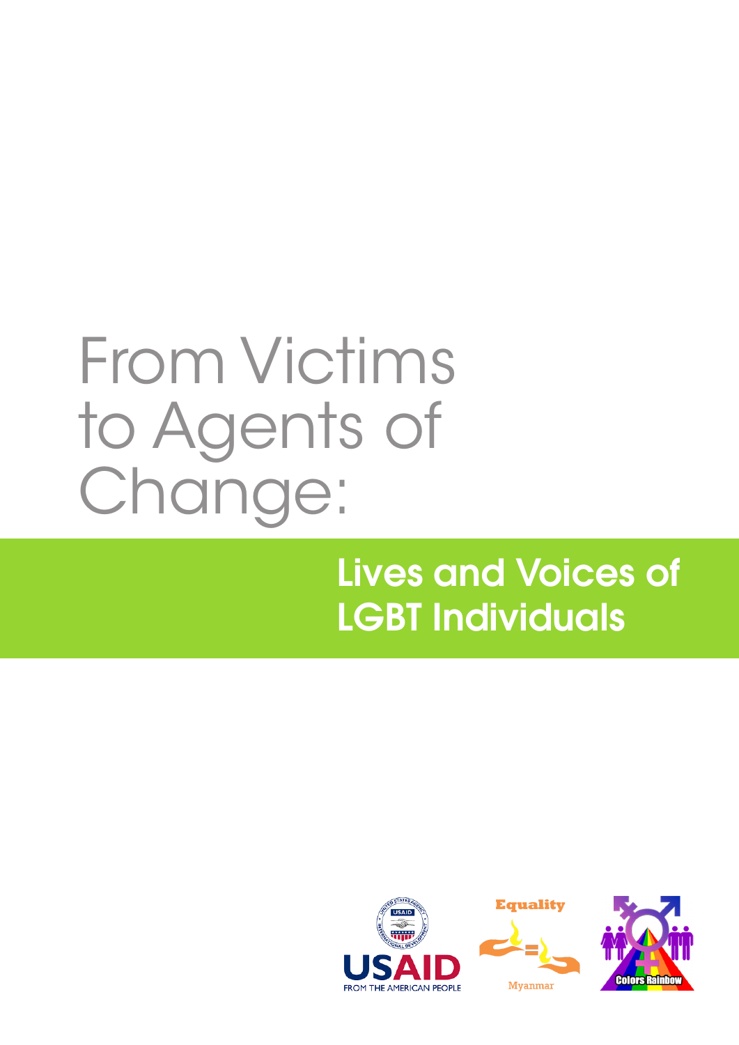# From Victims to Agents of Change:

## Lives and Voices of LGBT Individuals

USAID
FROM THE AMERICAN PEOPLE

Equality
Myanmar

Colors Rainbow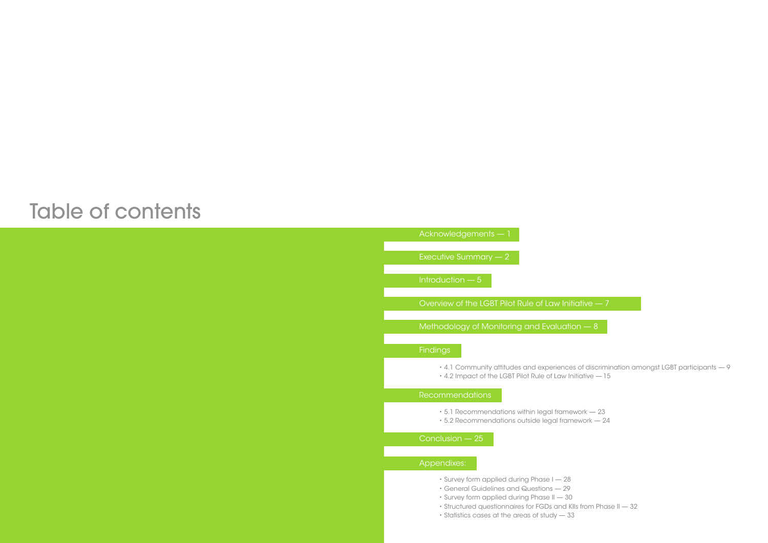# Table of contents

Acknowledgements — 1

Executive Summary — 2

Introduction — 5

Overview of the LGBT Pilot Rule of Law Initiative — 7

Methodology of Monitoring and Evaluation — 8

Findings

- 4.1 Community attitudes and experiences of discrimination amongst LGBT participants — 9
- 4.2 Impact of the LGBT Pilot Rule of Law Initiative — 15

Recommendations

- 5.1 Recommendations within legal framework — 23
- 5.2 Recommendations outside legal framework — 24

Conclusion — 25

Appendixes:

- Survey form applied during Phase I — 28
- General Guidelines and Questions — 29
- Survey form applied during Phase II — 30
- Structured questionnaires for FGDs and KIIs from Phase II — 32
- Statistics cases at the areas of study — 33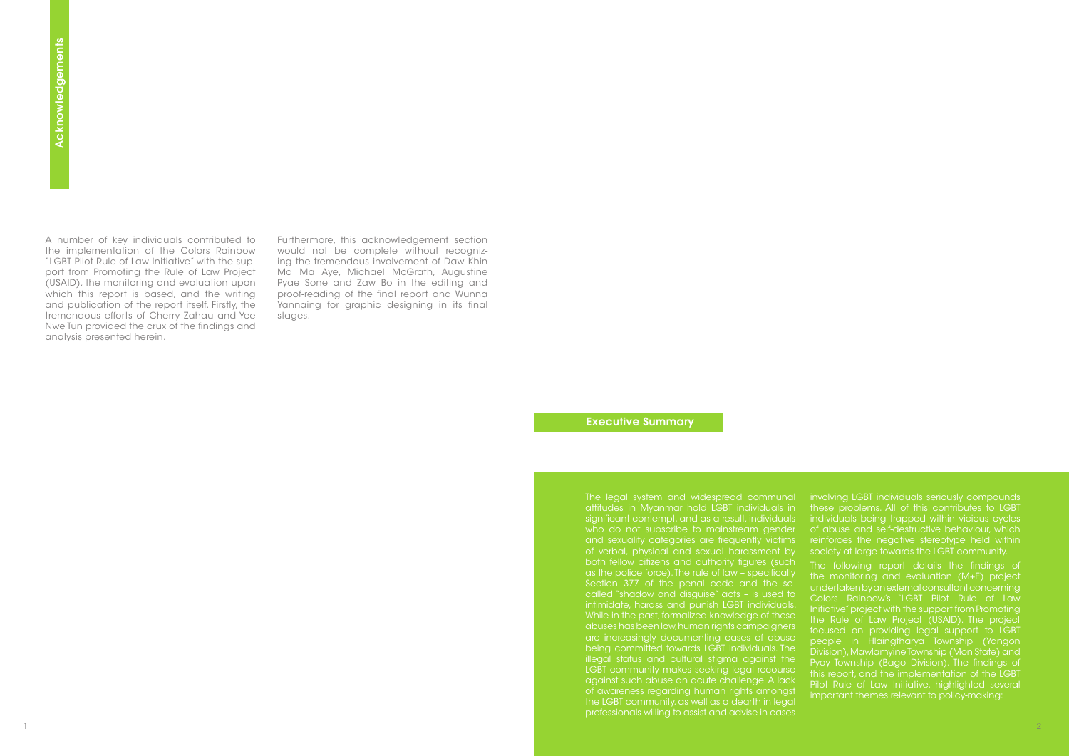## Acknowledgements

A number of key individuals contributed to the implementation of the Colors Rainbow "LGBT Pilot Rule of Law Initiative" with the support from Promoting the Rule of Law Project (USAID), the monitoring and evaluation upon which this report is based, and the writing and publication of the report itself. Firstly, the tremendous efforts of Cherry Zahau and Yee Nwe Tun provided the crux of the findings and analysis presented herein.

Furthermore, this acknowledgement section would not be complete without recognizing the tremendous involvement of Daw Khin Ma Ma Aye, Michael McGrath, Augustine Pyae Sone and Zaw Bo in the editing and proof-reading of the final report and Wunna Yannaing for graphic designing in its final stages.

## Executive Summary

The legal system and widespread communal attitudes in Myanmar hold LGBT individuals in significant contempt, and as a result, individuals who do not subscribe to mainstream gender and sexuality categories are frequently victims of verbal, physical and sexual harassment by both fellow citizens and authority figures (such as the police force). The rule of law – specifically Section 377 of the penal code and the so-called "shadow and disguise" acts – is used to intimidate, harass and punish LGBT individuals. While in the past, formalized knowledge of these abuses has been low, human rights campaigners are increasingly documenting cases of abuse being committed towards LGBT individuals. The illegal status and cultural stigma against the LGBT community makes seeking legal recourse against such abuse an acute challenge. A lack of awareness regarding human rights amongst the LGBT community, as well as a dearth in legal professionals willing to assist and advise in cases involving LGBT individuals seriously compounds these problems. All of this contributes to LGBT individuals being trapped within vicious cycles of abuse and self-destructive behaviour, which reinforces the negative stereotype held within society at large towards the LGBT community.

The following report details the findings of the monitoring and evaluation (M+E) project undertaken by an external consultant concerning Colors Rainbow's "LGBT Pilot Rule of Law Initiative" project with the support from Promoting the Rule of Law Project (USAID). The project focused on providing legal support to LGBT people in Hlaingtharya Township (Yangon Division), Mawlamyine Township (Mon State) and Pyay Township (Bago Division). The findings of this report, and the implementation of the LGBT Pilot Rule of Law Initiative, highlighted several important themes relevant to policy-making: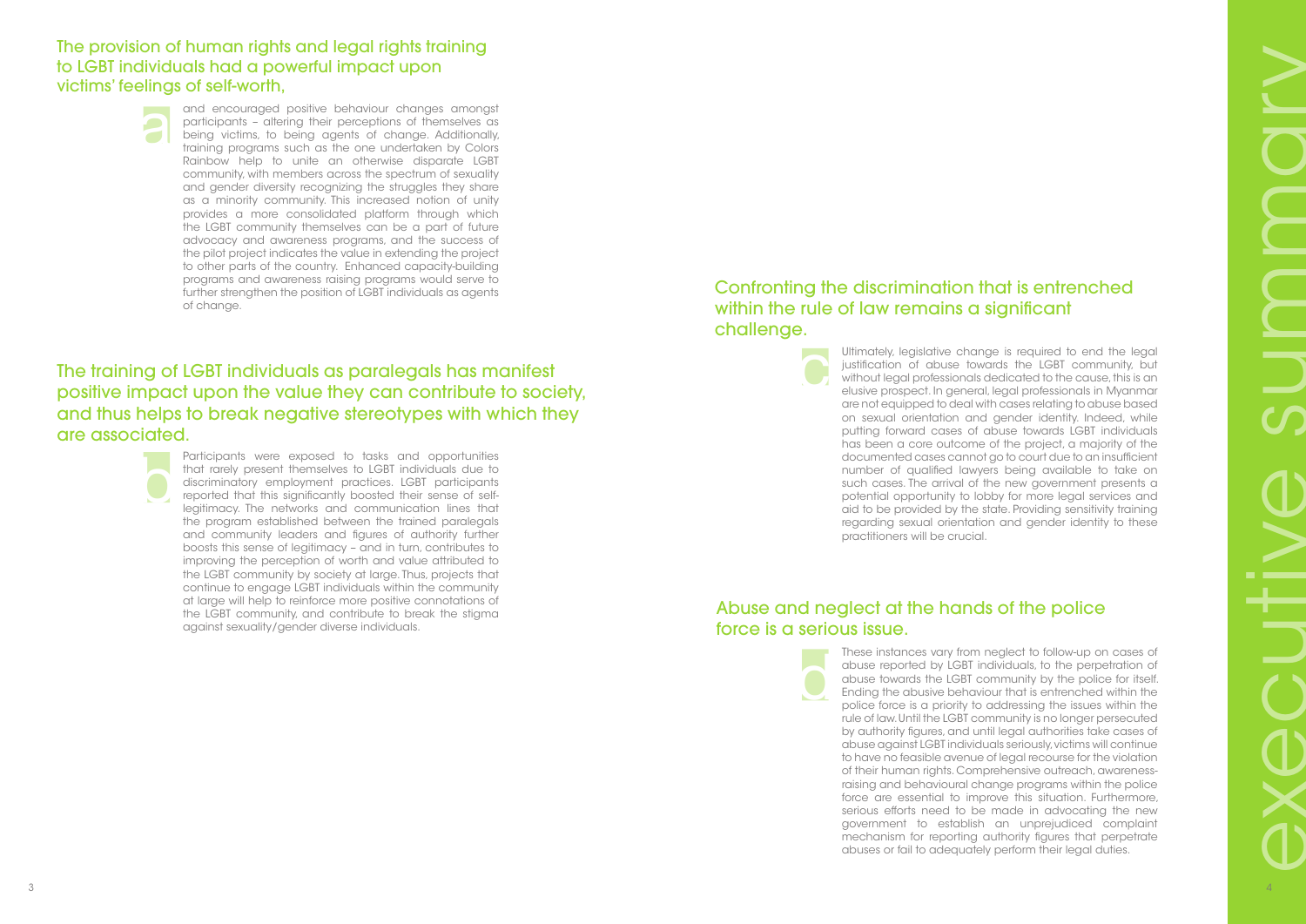# executive summary

## The provision of human rights and legal rights training to LGBT individuals had a powerful impact upon victims' feelings of self-worth,

a

and encouraged positive behaviour changes amongst participants – altering their perceptions of themselves as being victims, to being agents of change. Additionally, training programs such as the one undertaken by Colors Rainbow help to unite an otherwise disparate LGBT community, with members across the spectrum of sexuality and gender diversity recognizing the struggles they share as a minority community. This increased notion of unity provides a more consolidated platform through which the LGBT community themselves can be a part of future advocacy and awareness programs, and the success of the pilot project indicates the value in extending the project to other parts of the country. Enhanced capacity-building programs and awareness raising programs would serve to further strengthen the position of LGBT individuals as agents of change.

## The training of LGBT individuals as paralegals has manifest positive impact upon the value they can contribute to society, and thus helps to break negative stereotypes with which they are associated.

b

Participants were exposed to tasks and opportunities that rarely present themselves to LGBT individuals due to discriminatory employment practices. LGBT participants reported that this significantly boosted their sense of self-legitimacy. The networks and communication lines that the program established between the trained paralegals and community leaders and figures of authority further boosts this sense of legitimacy – and in turn, contributes to improving the perception of worth and value attributed to the LGBT community by society at large. Thus, projects that continue to engage LGBT individuals within the community at large will help to reinforce more positive connotations of the LGBT community, and contribute to break the stigma against sexuality/gender diverse individuals.

## Confronting the discrimination that is entrenched within the rule of law remains a significant challenge.

c

Ultimately, legislative change is required to end the legal justification of abuse towards the LGBT community, but without legal professionals dedicated to the cause, this is an elusive prospect. In general, legal professionals in Myanmar are not equipped to deal with cases relating to abuse based on sexual orientation and gender identity. Indeed, while putting forward cases of abuse towards LGBT individuals has been a core outcome of the project, a majority of the documented cases cannot go to court due to an insufficient number of qualified lawyers being available to take on such cases. The arrival of the new government presents a potential opportunity to lobby for more legal services and aid to be provided by the state. Providing sensitivity training regarding sexual orientation and gender identity to these practitioners will be crucial.

## Abuse and neglect at the hands of the police force is a serious issue.

d

These instances vary from neglect to follow-up on cases of abuse reported by LGBT individuals, to the perpetration of abuse towards the LGBT community by the police for itself. Ending the abusive behaviour that is entrenched within the police force is a priority to addressing the issues within the rule of law. Until the LGBT community is no longer persecuted by authority figures, and until legal authorities take cases of abuse against LGBT individuals seriously, victims will continue to have no feasible avenue of legal recourse for the violation of their human rights. Comprehensive outreach, awareness-raising and behavioural change programs within the police force are essential to improve this situation. Furthermore, serious efforts need to be made in advocating the new government to establish an unprejudiced complaint mechanism for reporting authority figures that perpetrate abuses or fail to adequately perform their legal duties.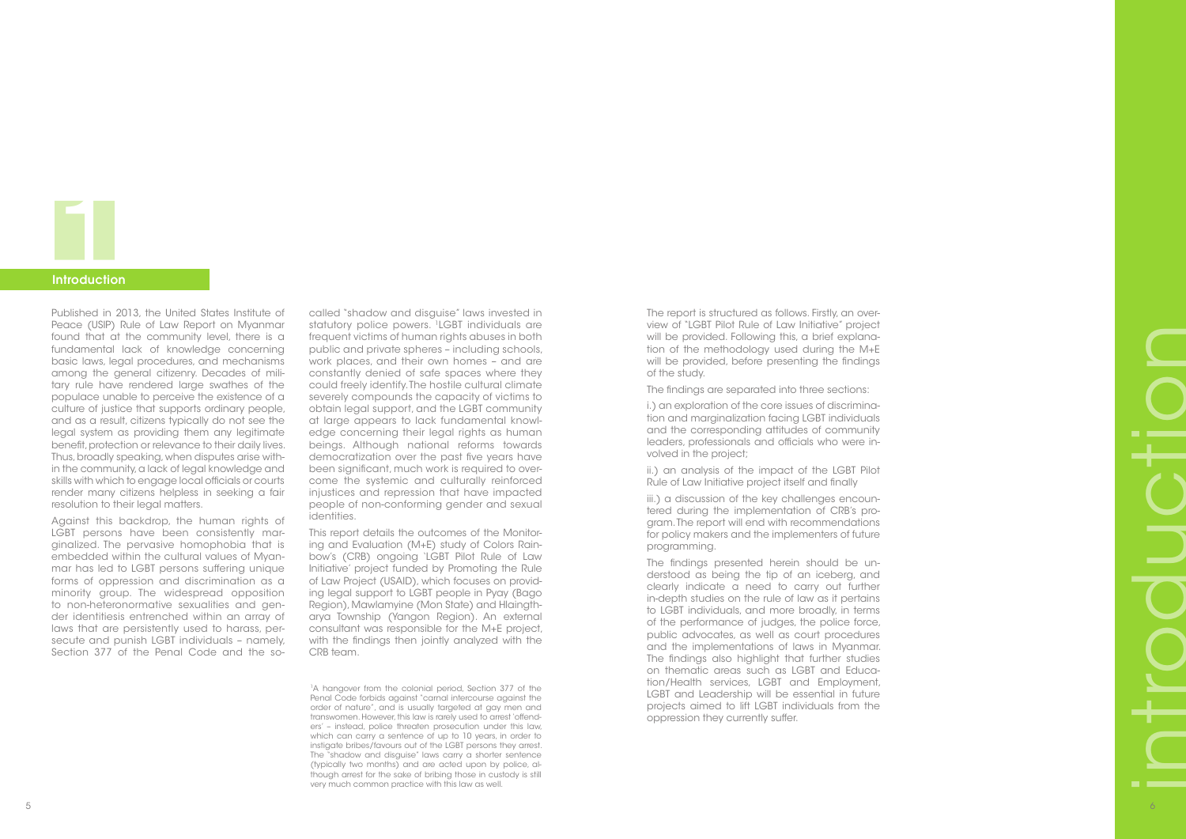# 1 Introduction

Published in 2013, the United States Institute of Peace (USIP) Rule of Law Report on Myanmar found that at the community level, there is a fundamental lack of knowledge concerning basic laws, legal procedures, and mechanisms among the general citizenry. Decades of military rule have rendered large swathes of the populace unable to perceive the existence of a culture of justice that supports ordinary people, and as a result, citizens typically do not see the legal system as providing them any legitimate benefit, protection or relevance to their daily lives. Thus, broadly speaking, when disputes arise within the community, a lack of legal knowledge and skills with which to engage local officials or courts render many citizens helpless in seeking a fair resolution to their legal matters.

Against this backdrop, the human rights of LGBT persons have been consistently marginalized. The pervasive homophobia that is embedded within the cultural values of Myanmar has led to LGBT persons suffering unique forms of oppression and discrimination as a minority group. The widespread opposition to non-heteronormative sexualities and gender identitiesis entrenched within an array of laws that are persistently used to harass, persecute and punish LGBT individuals – namely, Section 377 of the Penal Code and the so-called "shadow and disguise" laws invested in statutory police powers. [1]LGBT individuals are frequent victims of human rights abuses in both public and private spheres – including schools, work places, and their own homes – and are constantly denied of safe spaces where they could freely identify. The hostile cultural climate severely compounds the capacity of victims to obtain legal support, and the LGBT community at large appears to lack fundamental knowledge concerning their legal rights as human beings. Although national reforms towards democratization over the past five years have been significant, much work is required to overcome the systemic and culturally reinforced injustices and repression that have impacted people of non-conforming gender and sexual identities.

This report details the outcomes of the Monitoring and Evaluation (M+E) study of Colors Rainbow's (CRB) ongoing 'LGBT Pilot Rule of Law Initiative' project funded by Promoting the Rule of Law Project (USAID), which focuses on providing legal support to LGBT people in Pyay (Bago Region), Mawlamyine (Mon State) and Hlaingtharya Township (Yangon Region). An external consultant was responsible for the M+E project, with the findings then jointly analyzed with the CRB team.

[1]A hangover from the colonial period, Section 377 of the Penal Code forbids against "carnal intercourse against the order of nature", and is usually targeted at gay men and transwomen. However, this law is rarely used to arrest 'offenders' – instead, police threaten prosecution under this law, which can carry a sentence of up to 10 years, in order to instigate bribes/favours out of the LGBT persons they arrest. The "shadow and disguise" laws carry a shorter sentence (typically two months) and are acted upon by police, although arrest for the sake of bribing those in custody is still very much common practice with this law as well.

The report is structured as follows. Firstly, an overview of "LGBT Pilot Rule of Law Initiative" project will be provided. Following this, a brief explanation of the methodology used during the M+E will be provided, before presenting the findings of the study.

The findings are separated into three sections:

i.) an exploration of the core issues of discrimination and marginalization facing LGBT individuals and the corresponding attitudes of community leaders, professionals and officials who were involved in the project;

ii.) an analysis of the impact of the LGBT Pilot Rule of Law Initiative project itself and finally

iii.) a discussion of the key challenges encountered during the implementation of CRB's program. The report will end with recommendations for policy makers and the implementers of future programming.

The findings presented herein should be understood as being the tip of an iceberg, and clearly indicate a need to carry out further in-depth studies on the rule of law as it pertains to LGBT individuals, and more broadly, in terms of the performance of judges, the police force, public advocates, as well as court procedures and the implementations of laws in Myanmar. The findings also highlight that further studies on thematic areas such as LGBT and Education/Health services, LGBT and Employment, LGBT and Leadership will be essential in future projects aimed to lift LGBT individuals from the oppression they currently suffer.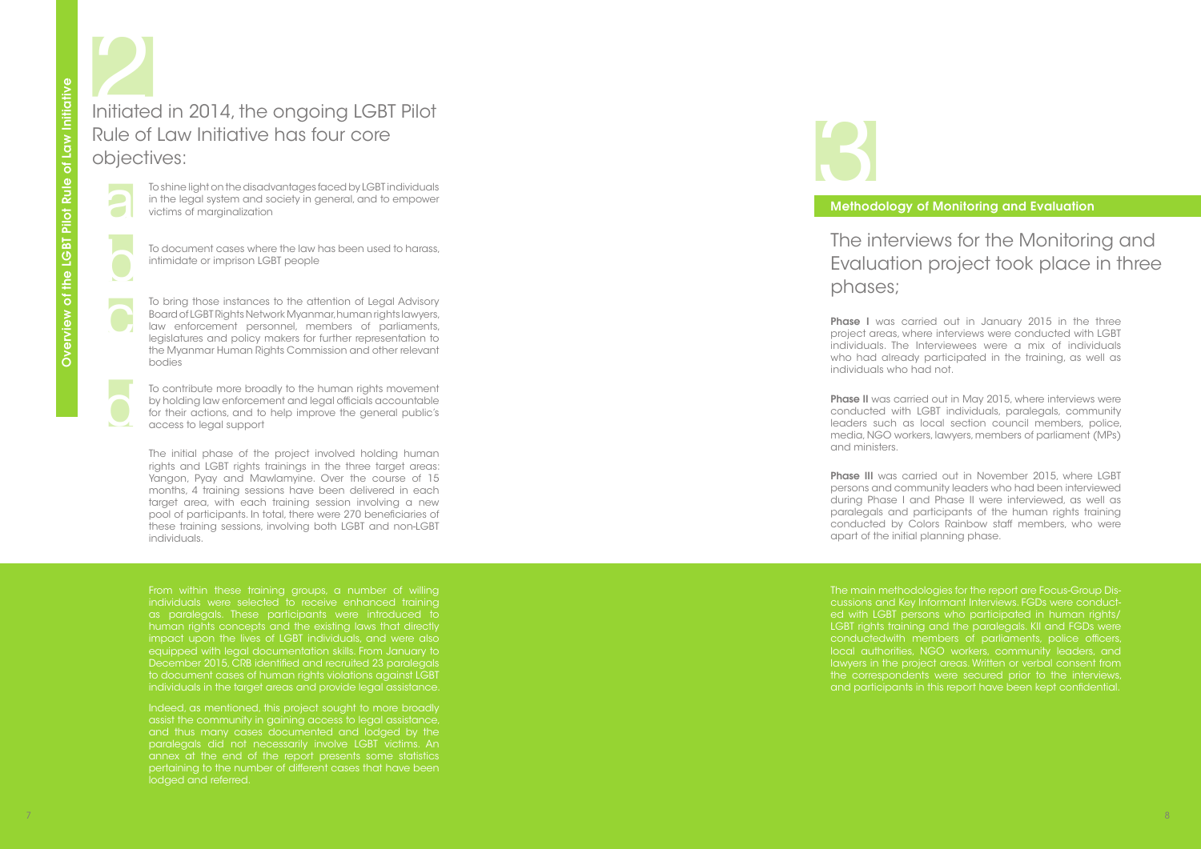## 2

Initiated in 2014, the ongoing LGBT Pilot Rule of Law Initiative has four core objectives:

a. To shine light on the disadvantages faced by LGBT individuals in the legal system and society in general, and to empower victims of marginalization

b. To document cases where the law has been used to harass, intimidate or imprison LGBT people

c. To bring those instances to the attention of Legal Advisory Board of LGBT Rights Network Myanmar, human rights lawyers, law enforcement personnel, members of parliaments, legislatures and policy makers for further representation to the Myanmar Human Rights Commission and other relevant bodies

d. To contribute more broadly to the human rights movement by holding law enforcement and legal officials accountable for their actions, and to help improve the general public's access to legal support

The initial phase of the project involved holding human rights and LGBT rights trainings in the three target areas: Yangon, Pyay and Mawlamyine. Over the course of 15 months, 4 training sessions have been delivered in each target area, with each training session involving a new pool of participants. In total, there were 270 beneficiaries of these training sessions, involving both LGBT and non-LGBT individuals.

From within these training groups, a number of willing individuals were selected to receive enhanced training as paralegals. These participants were introduced to human rights concepts and the existing laws that directly impact upon the lives of LGBT individuals, and were also equipped with legal documentation skills. From January to December 2015, CRB identified and recruited 23 paralegals to document cases of human rights violations against LGBT individuals in the target areas and provide legal assistance.

Indeed, as mentioned, this project sought to more broadly assist the community in gaining access to legal assistance, and thus many cases documented and lodged by the paralegals did not necessarily involve LGBT victims. An annex at the end of the report presents some statistics pertaining to the number of different cases that have been lodged and referred.

## 3

### Methodology of Monitoring and Evaluation

The interviews for the Monitoring and Evaluation project took place in three phases;

**Phase I** was carried out in January 2015 in the three project areas, where interviews were conducted with LGBT individuals. The Interviewees were a mix of individuals who had already participated in the training, as well as individuals who had not.

**Phase II** was carried out in May 2015, where interviews were conducted with LGBT individuals, paralegals, community leaders such as local section council members, police, media, NGO workers, lawyers, members of parliament (MPs) and ministers.

**Phase III** was carried out in November 2015, where LGBT persons and community leaders who had been interviewed during Phase I and Phase II were interviewed, as well as paralegals and participants of the human rights training conducted by Colors Rainbow staff members, who were apart of the initial planning phase.

The main methodologies for the report are Focus-Group Discussions and Key Informant Interviews. FGDs were conducted with LGBT persons who participated in human rights/ LGBT rights training and the paralegals. KII and FGDs were conductedwith members of parliaments, police officers, local authorities, NGO workers, community leaders, and lawyers in the project areas. Written or verbal consent from the correspondents were secured prior to the interviews, and participants in this report have been kept confidential.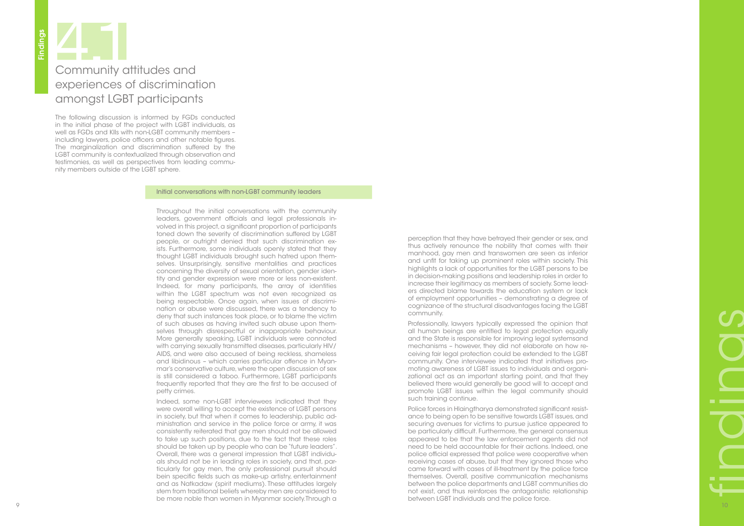# 4.1 Community attitudes and experiences of discrimination amongst LGBT participants

The following discussion is informed by FGDs conducted in the initial phase of the project with LGBT individuals, as well as FGDs and KIIs with non-LGBT community members – including lawyers, police officers and other notable figures. The marginalization and discrimination suffered by the LGBT community is contextualized through observation and testimonies, as well as perspectives from leading community members outside of the LGBT sphere.

## Initial conversations with non-LGBT community leaders

Throughout the initial conversations with the community leaders, government officials and legal professionals involved in this project, a significant proportion of participants toned down the severity of discrimination suffered by LGBT people, or outright denied that such discrimination exists. Furthermore, some individuals openly stated that they thought LGBT individuals brought such hatred upon themselves. Unsurprisingly, sensitive mentalities and practices concerning the diversity of sexual orientation, gender identity and gender expression were more or less non-existent. Indeed, for many participants, the array of identities within the LGBT spectrum was not even recognized as being respectable. Once again, when issues of discrimination or abuse were discussed, there was a tendency to deny that such instances took place, or to blame the victim of such abuses as having invited such abuse upon themselves through disrespectful or inappropriate behaviour. More generally speaking, LGBT individuals were connoted with carrying sexually transmitted diseases, particularly HIV/AIDS, and were also accused of being reckless, shameless and libidinous – which carries particular offence in Myanmar's conservative culture, where the open discussion of sex is still considered a taboo. Furthermore, LGBT participants frequently reported that they are the first to be accused of petty crimes.

Indeed, some non-LGBT interviewees indicated that they were overall willing to accept the existence of LGBT persons in society, but that when it comes to leadership, public administration and service in the police force or army, it was consistently reiterated that gay men should not be allowed to take up such positions, due to the fact that these roles should be taken up by people who can be "future leaders". Overall, there was a general impression that LGBT individuals should not be in leading roles in society, and that, particularly for gay men, the only professional pursuit should bein specific fields such as make-up artistry, entertainment and as Natkadaw (spirit mediums). These attitudes largely stem from traditional beliefs whereby men are considered to be more noble than women in Myanmar society.Through a perception that they have betrayed their gender or sex, and thus actively renounce the nobility that comes with their manhood, gay men and transwomen are seen as inferior and unfit for taking up prominent roles within society. This highlights a lack of opportunities for the LGBT persons to be in decision-making positions and leadership roles in order to increase their legitimacy as members of society. Some leaders directed blame towards the education system or lack of employment opportunities – demonstrating a degree of cognizance of the structural disadvantages facing the LGBT community.

Professionally, lawyers typically expressed the opinion that all human beings are entitled to legal protection equally and the State is responsible for improving legal systemsand mechanisms – however, they did not elaborate on how receiving fair legal protection could be extended to the LGBT community. One interviewee indicated that initiatives promoting awareness of LGBT issues to individuals and organizational act as an important starting point, and that they believed there would generally be good will to accept and promote LGBT issues within the legal community should such training continue.

Police forces in Hlaingtharya demonstrated significant resistance to being open to be sensitive towards LGBT issues, and securing avenues for victims to pursue justice appeared to be particularly difficult. Furthermore, the general consensus appeared to be that the law enforcement agents did not need to be held accountable for their actions. Indeed, one police official expressed that police were cooperative when receiving cases of abuse, but that they ignored those who came forward with cases of ill-treatment by the police force themselves. Overall, positive communication mechanisms between the police departments and LGBT communities do not exist, and thus reinforces the antagonistic relationship between LGBT individuals and the police force.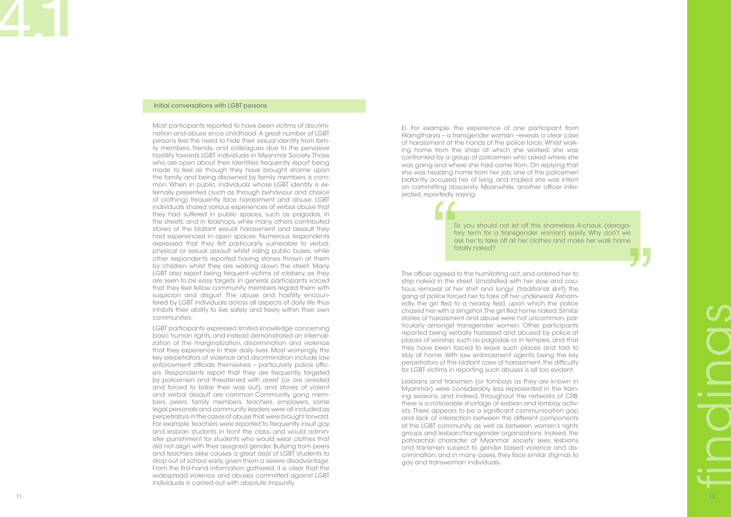## Initial conversations with LGBT persons

Most participants reported to have been victims of discrimination and abuse since childhood. A great number of LGBT persons feel the need to hide their sexual identity from family members, friends, and colleagues due to the pervasive hostility towards LGBT individuals in Myanmar Society. Those who are open about their identities frequently report being made to feel as though they have brought shame upon the family, and being disowned by family members is common. When in public, individuals whose LGBT identity is externally presented (such as through behaviour and choice of clothing) frequently face harassment and abuse. LGBT individuals shared various experiences of verbal abuse that they had suffered in public spaces, such as pagodas, in the streets, and in teashops, while many others contributed stories of the blatant sexual harassment and assault they had experienced in open spaces. Numerous respondents expressed that they felt particularly vulnerable to verbal, physical or sexual assault whilst riding public buses, while other respondents reported having stones thrown at them by children whilst they are walking down the street. Many LGBT also report being frequent victims of robbery, as they are seen to be easy targets. In general, participants voiced that they feel fellow community members regard them with suspicion and disgust. The abuse and hostility encountered by LGBT individuals across all aspects of daily life thus inhibits their ability to live safely and freely within their own communities.

LGBT participants expressed limited knowledge concerning basic human rights, and instead demonstrated an internalization of the marginalization, discrimination and violence that they experience in their daily lives. Most worryingly, the key perpetrators of violence and discrimination include law enforcement officials themselves – particularly police officers. Respondents report that they are frequently targeted by policemen and threatened with arrest (or are arrested and forced to bribe their way out), and stories of violent and verbal assault are common.Community gang members, peers, family members, teachers, employers, some legal personals and community leaders were all included as perpetrators in the cases of abuse that were brought forward. For example, teachers were reported to frequently insult gay and lesbian students in front the class, and would administer punishment for students who would wear clothes that did not align with their assigned gender. Bullying from peers and teachers alike causes a great deal of LGBT students to drop out of school early, given them a severe disadvantage. From the first-hand information gathered, it is clear that the widespread violence and abuses committed against LGBT individuals is carried out with absolute impunity.

Ei. For example, the experience of one participant from Hlaingtharya – a transgender woman –reveals a clear case of harassment at the hands of the police force. Whilst walking home from the shop at which she worked, she was confronted by a group of policemen who asked where she was going and where she had come from. On replying that she was heading home from her job, one of the policemen blatantly accused her of lying, and implied she was intent on committing obscenity. Meanwhile, another officer interjected, reportedly saying:

> Sir, you should not let off this shameless A-chauk (derogatory term for a transgender woman) easily. Why don't we ask her to take off all her clothes and make her walk home totally naked?

The officer agreed to the humiliating act, and ordered her to strip naked in the street. Unsatisfied with her slow and cautious removal of her shirt and longyi (traditional skirt) the gang of police forced her to take off her underwear. Ashamedly, the girl fled to a nearby field, upon which the police chased her with a slingshot.The girl fled home naked. Similar stories of harassment and abuse were not uncommon, particularly amongst transgender women. Other participants reported being verbally harassed and abused by police at places of worship, such as pagodas or in temples, and that they have been forced to leave such places and told to stay at home. With law enforcement agents being the key perpetrators of this blatant case of harassment, the difficulty for LGBT victims in reporting such abuses is all too evident.

Lesbians and transmen (or tomboys as they are known in Myanmar) were considerably less represented in the training sessions, and indeed, throughout the networks of CRB, there is a noticeable shortage of lesbian and tomboy activists. There appears to be a significant communication gap and lack of interaction between the different components of the LGBT community, as well as between women's rights groups and lesbian/transgender organizations. Indeed, the patriarchal character of Myanmar society sees lesbians and transmen subject to gender based violence and discrimination, and in many cases, they face similar stigmas to gay and transwoman individuals.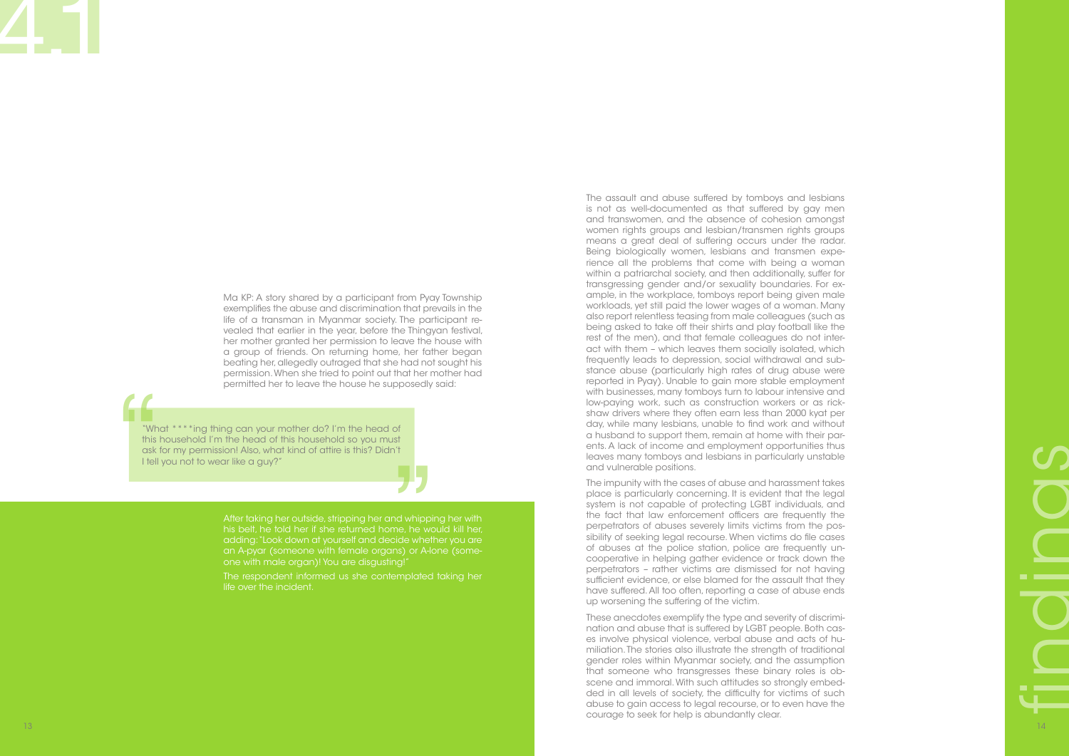# 4.1

Ma KP: A story shared by a participant from Pyay Township exemplifies the abuse and discrimination that prevails in the life of a transman in Myanmar society. The participant revealed that earlier in the year, before the Thingyan festival, her mother granted her permission to leave the house with a group of friends. On returning home, her father began beating her, allegedly outraged that she had not sought his permission. When she tried to point out that her mother had permitted her to leave the house he supposedly said:

> "What ****ing thing can your mother do? I'm the head of this household I'm the head of this household so you must ask for my permission! Also, what kind of attire is this? Didn't I tell you not to wear like a guy?"

After taking her outside, stripping her and whipping her with his belt, he told her if she returned home, he would kill her, adding: "Look down at yourself and decide whether you are an A-pyar (someone with female organs) or A-lone (someone with male organ)! You are disgusting!"

The respondent informed us she contemplated taking her life over the incident.

The assault and abuse suffered by tomboys and lesbians is not as well-documented as that suffered by gay men and transwomen, and the absence of cohesion amongst women rights groups and lesbian/transmen rights groups means a great deal of suffering occurs under the radar. Being biologically women, lesbians and transmen experience all the problems that come with being a woman within a patriarchal society, and then additionally, suffer for transgressing gender and/or sexuality boundaries. For example, in the workplace, tomboys report being given male workloads, yet still paid the lower wages of a woman. Many also report relentless teasing from male colleagues (such as being asked to take off their shirts and play football like the rest of the men), and that female colleagues do not interact with them – which leaves them socially isolated, which frequently leads to depression, social withdrawal and substance abuse (particularly high rates of drug abuse were reported in Pyay). Unable to gain more stable employment with businesses, many tomboys turn to labour intensive and low-paying work, such as construction workers or as rickshaw drivers where they often earn less than 2000 kyat per day, while many lesbians, unable to find work and without a husband to support them, remain at home with their parents. A lack of income and employment opportunities thus leaves many tomboys and lesbians in particularly unstable and vulnerable positions.

The impunity with the cases of abuse and harassment takes place is particularly concerning. It is evident that the legal system is not capable of protecting LGBT individuals, and the fact that law enforcement officers are frequently the perpetrators of abuses severely limits victims from the possibility of seeking legal recourse. When victims do file cases of abuses at the police station, police are frequently uncooperative in helping gather evidence or track down the perpetrators – rather victims are dismissed for not having sufficient evidence, or else blamed for the assault that they have suffered. All too often, reporting a case of abuse ends up worsening the suffering of the victim.

These anecdotes exemplify the type and severity of discrimination and abuse that is suffered by LGBT people. Both cases involve physical violence, verbal abuse and acts of humiliation. The stories also illustrate the strength of traditional gender roles within Myanmar society, and the assumption that someone who transgresses these binary roles is obscene and immoral. With such attitudes so strongly embedded in all levels of society, the difficulty for victims of such abuse to gain access to legal recourse, or to even have the courage to seek for help is abundantly clear.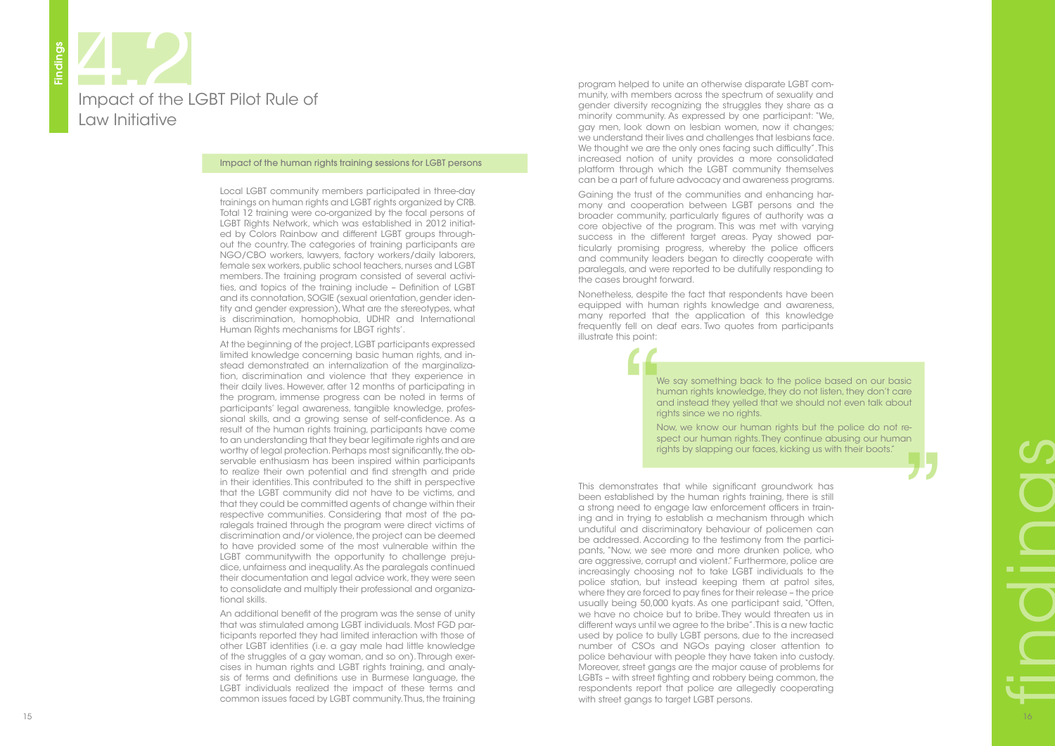# 4.2 Impact of the LGBT Pilot Rule of Law Initiative

## Impact of the human rights training sessions for LGBT persons

Local LGBT community members participated in three-day trainings on human rights and LGBT rights organized by CRB. Total 12 training were co-organized by the focal persons of LGBT Rights Network, which was established in 2012 initiated by Colors Rainbow and different LGBT groups throughout the country. The categories of training participants are NGO/CBO workers, lawyers, factory workers/daily laborers, female sex workers, public school teachers, nurses and LGBT members. The training program consisted of several activities, and topics of the training include – Definition of LGBT and its connotation, SOGIE (sexual orientation, gender identity and gender expression), What are the stereotypes, what is discrimination, homophobia, UDHR and International Human Rights mechanisms for LBGT rights'.

At the beginning of the project, LGBT participants expressed limited knowledge concerning basic human rights, and instead demonstrated an internalization of the marginalization, discrimination and violence that they experience in their daily lives. However, after 12 months of participating in the program, immense progress can be noted in terms of participants' legal awareness, tangible knowledge, professional skills, and a growing sense of self-confidence. As a result of the human rights training, participants have come to an understanding that they bear legitimate rights and are worthy of legal protection. Perhaps most significantly, the observable enthusiasm has been inspired within participants to realize their own potential and find strength and pride in their identities. This contributed to the shift in perspective that the LGBT community did not have to be victims, and that they could be committed agents of change within their respective communities. Considering that most of the paralegals trained through the program were direct victims of discrimination and/or violence, the project can be deemed to have provided some of the most vulnerable within the LGBT communitywith the opportunity to challenge prejudice, unfairness and inequality. As the paralegals continued their documentation and legal advice work, they were seen to consolidate and multiply their professional and organizational skills.

An additional benefit of the program was the sense of unity that was stimulated among LGBT individuals. Most FGD participants reported they had limited interaction with those of other LGBT identities (i.e. a gay male had little knowledge of the struggles of a gay woman, and so on). Through exercises in human rights and LGBT rights training, and analysis of terms and definitions use in Burmese language, the LGBT individuals realized the impact of these terms and common issues faced by LGBT community. Thus, the training program helped to unite an otherwise disparate LGBT community, with members across the spectrum of sexuality and gender diversity recognizing the struggles they share as a minority community. As expressed by one participant: "We, gay men, look down on lesbian women, now it changes; we understand their lives and challenges that lesbians face. We thought we are the only ones facing such difficulty". This increased notion of unity provides a more consolidated platform through which the LGBT community themselves can be a part of future advocacy and awareness programs.

Gaining the trust of the communities and enhancing harmony and cooperation between LGBT persons and the broader community, particularly figures of authority was a core objective of the program. This was met with varying success in the different target areas. Pyay showed particularly promising progress, whereby the police officers and community leaders began to directly cooperate with paralegals, and were reported to be dutifully responding to the cases brought forward.

Nonetheless, despite the fact that respondents have been equipped with human rights knowledge and awareness, many reported that the application of this knowledge frequently fell on deaf ears. Two quotes from participants illustrate this point:

> "We say something back to the police based on our basic human rights knowledge, they do not listen, they don't care and instead they yelled that we should not even talk about rights since we no rights.
>
> Now, we know our human rights but the police do not respect our human rights. They continue abusing our human rights by slapping our faces, kicking us with their boots."

This demonstrates that while significant groundwork has been established by the human rights training, there is still a strong need to engage law enforcement officers in training and in trying to establish a mechanism through which undutiful and discriminatory behaviour of policemen can be addressed. According to the testimony from the participants, "Now, we see more and more drunken police, who are aggressive, corrupt and violent." Furthermore, police are increasingly choosing not to take LGBT individuals to the police station, but instead keeping them at patrol sites, where they are forced to pay fines for their release – the price usually being 50,000 kyats. As one participant said, "Often, we have no choice but to bribe. They would threaten us in different ways until we agree to the bribe". This is a new tactic used by police to bully LGBT persons, due to the increased number of CSOs and NGOs paying closer attention to police behaviour with people they have taken into custody. Moreover, street gangs are the major cause of problems for LGBTs – with street fighting and robbery being common, the respondents report that police are allegedly cooperating with street gangs to target LGBT persons.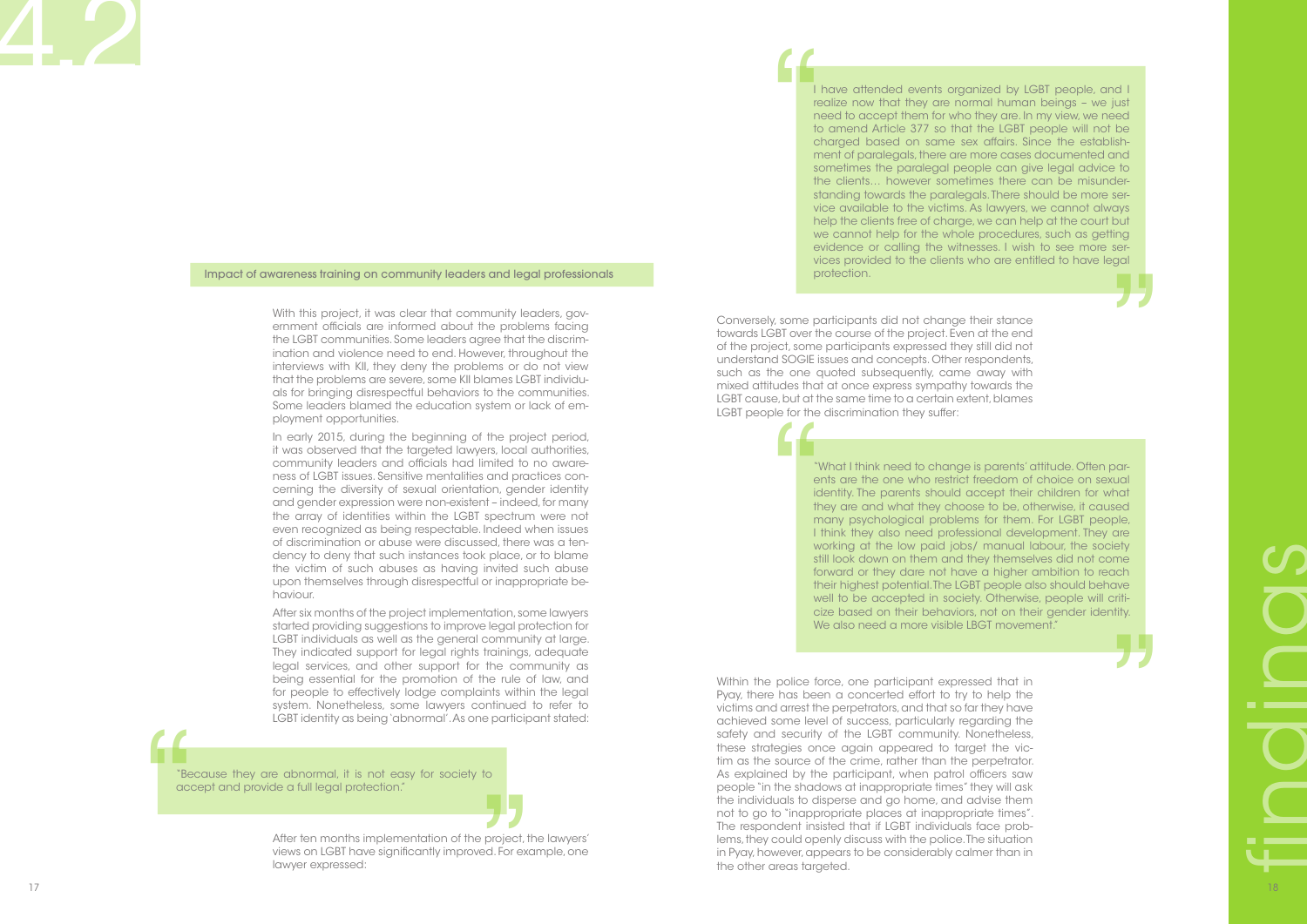# 4.2

## Impact of awareness training on community leaders and legal professionals

With this project, it was clear that community leaders, government officials are informed about the problems facing the LGBT communities. Some leaders agree that the discrimination and violence need to end. However, throughout the interviews with KII, they deny the problems or do not view that the problems are severe, some KII blames LGBT individuals for bringing disrespectful behaviors to the communities. Some leaders blamed the education system or lack of employment opportunities.

In early 2015, during the beginning of the project period, it was observed that the targeted lawyers, local authorities, community leaders and officials had limited to no awareness of LGBT issues. Sensitive mentalities and practices concerning the diversity of sexual orientation, gender identity and gender expression were non-existent – indeed, for many the array of identities within the LGBT spectrum were not even recognized as being respectable. Indeed when issues of discrimination or abuse were discussed, there was a tendency to deny that such instances took place, or to blame the victim of such abuses as having invited such abuse upon themselves through disrespectful or inappropriate behaviour.

After six months of the project implementation, some lawyers started providing suggestions to improve legal protection for LGBT individuals as well as the general community at large. They indicated support for legal rights trainings, adequate legal services, and other support for the community as being essential for the promotion of the rule of law, and for people to effectively lodge complaints within the legal system. Nonetheless, some lawyers continued to refer to LGBT identity as being 'abnormal'. As one participant stated:

> "Because they are abnormal, it is not easy for society to accept and provide a full legal protection."

After ten months implementation of the project, the lawyers' views on LGBT have significantly improved. For example, one lawyer expressed:

> I have attended events organized by LGBT people, and I realize now that they are normal human beings – we just need to accept them for who they are. In my view, we need to amend Article 377 so that the LGBT people will not be charged based on same sex affairs. Since the establishment of paralegals, there are more cases documented and sometimes the paralegal people can give legal advice to the clients… however sometimes there can be misunderstanding towards the paralegals. There should be more service available to the victims. As lawyers, we cannot always help the clients free of charge, we can help at the court but we cannot help for the whole procedures, such as getting evidence or calling the witnesses. I wish to see more services provided to the clients who are entitled to have legal protection.

Conversely, some participants did not change their stance towards LGBT over the course of the project. Even at the end of the project, some participants expressed they still did not understand SOGIE issues and concepts. Other respondents, such as the one quoted subsequently, came away with mixed attitudes that at once express sympathy towards the LGBT cause, but at the same time to a certain extent, blames LGBT people for the discrimination they suffer:

> "What I think need to change is parents' attitude. Often parents are the one who restrict freedom of choice on sexual identity. The parents should accept their children for what they are and what they choose to be, otherwise, it caused many psychological problems for them. For LGBT people, I think they also need professional development. They are working at the low paid jobs/ manual labour, the society still look down on them and they themselves did not come forward or they dare not have a higher ambition to reach their highest potential. The LGBT people also should behave well to be accepted in society. Otherwise, people will criticize based on their behaviors, not on their gender identity. We also need a more visible LBGT movement."

Within the police force, one participant expressed that in Pyay, there has been a concerted effort to try to help the victims and arrest the perpetrators, and that so far they have achieved some level of success, particularly regarding the safety and security of the LGBT community. Nonetheless, these strategies once again appeared to target the victim as the source of the crime, rather than the perpetrator. As explained by the participant, when patrol officers saw people "in the shadows at inappropriate times" they will ask the individuals to disperse and go home, and advise them not to go to "inappropriate places at inappropriate times". The respondent insisted that if LGBT individuals face problems, they could openly discuss with the police. The situation in Pyay, however, appears to be considerably calmer than in the other areas targeted.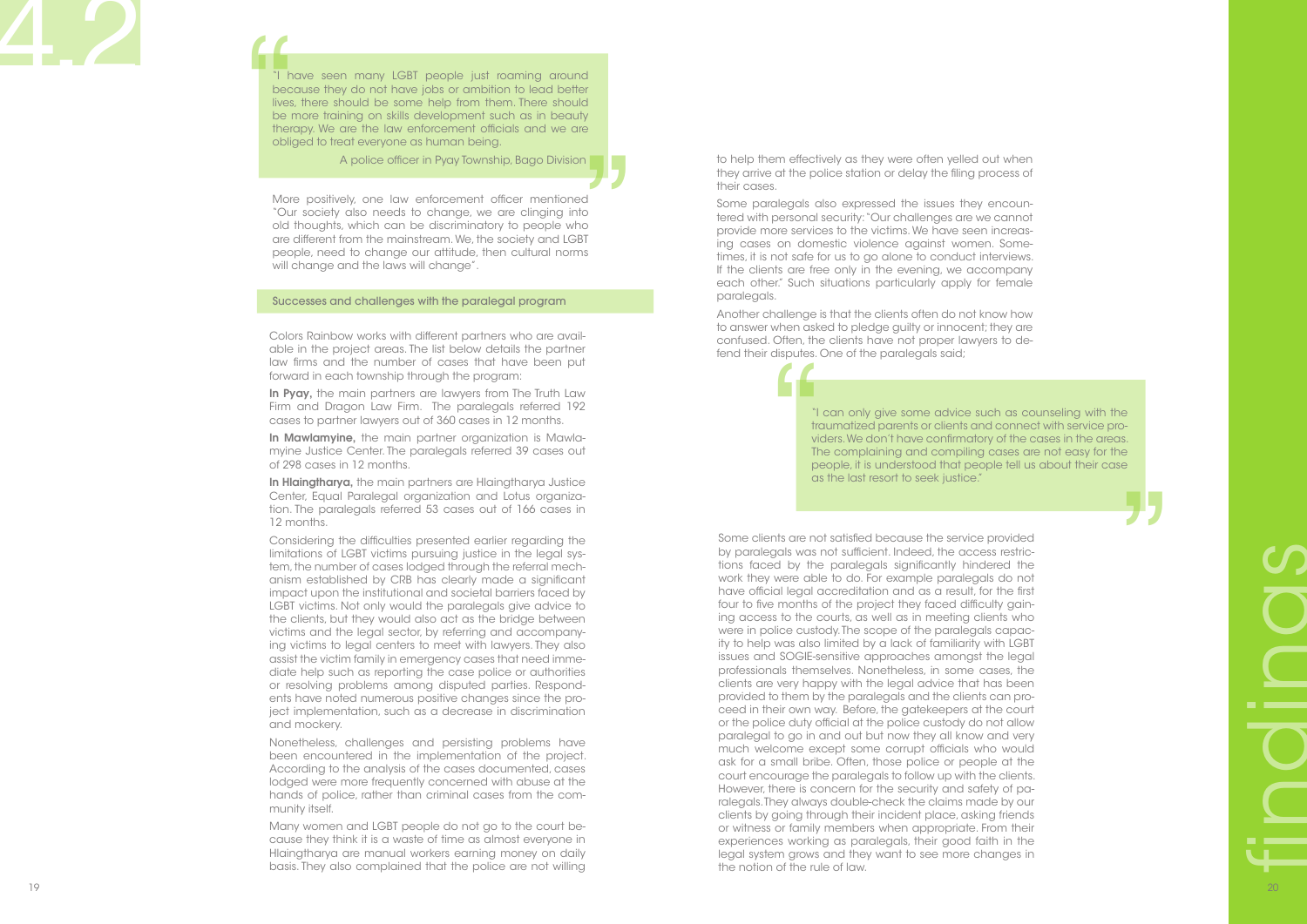"I have seen many LGBT people just roaming around because they do not have jobs or ambition to lead better lives, there should be some help from them. There should be more training on skills development such as in beauty therapy. We are the law enforcement officials and we are obliged to treat everyone as human being.

A police officer in Pyay Township, Bago Division

More positively, one law enforcement officer mentioned "Our society also needs to change, we are clinging into old thoughts, which can be discriminatory to people who are different from the mainstream. We, the society and LGBT people, need to change our attitude, then cultural norms will change and the laws will change".

### Successes and challenges with the paralegal program

Colors Rainbow works with different partners who are available in the project areas. The list below details the partner law firms and the number of cases that have been put forward in each township through the program:

**In Pyay,** the main partners are lawyers from The Truth Law Firm and Dragon Law Firm. The paralegals referred 192 cases to partner lawyers out of 360 cases in 12 months.

**In Mawlamyine,** the main partner organization is Mawlamyine Justice Center. The paralegals referred 39 cases out of 298 cases in 12 months.

**In Hlaingtharya,** the main partners are Hlaingtharya Justice Center, Equal Paralegal organization and Lotus organization. The paralegals referred 53 cases out of 166 cases in 12 months.

Considering the difficulties presented earlier regarding the limitations of LGBT victims pursuing justice in the legal system, the number of cases lodged through the referral mechanism established by CRB has clearly made a significant impact upon the institutional and societal barriers faced by LGBT victims. Not only would the paralegals give advice to the clients, but they would also act as the bridge between victims and the legal sector, by referring and accompanying victims to legal centers to meet with lawyers. They also assist the victim family in emergency cases that need immediate help such as reporting the case police or authorities or resolving problems among disputed parties. Respondents have noted numerous positive changes since the project implementation, such as a decrease in discrimination and mockery.

Nonetheless, challenges and persisting problems have been encountered in the implementation of the project. According to the analysis of the cases documented, cases lodged were more frequently concerned with abuse at the hands of police, rather than criminal cases from the community itself.

Many women and LGBT people do not go to the court because they think it is a waste of time as almost everyone in Hlaingtharya are manual workers earning money on daily basis. They also complained that the police are not willing to help them effectively as they were often yelled out when they arrive at the police station or delay the filing process of their cases.

Some paralegals also expressed the issues they encountered with personal security: "Our challenges are we cannot provide more services to the victims. We have seen increasing cases on domestic violence against women. Sometimes, it is not safe for us to go alone to conduct interviews. If the clients are free only in the evening, we accompany each other." Such situations particularly apply for female paralegals.

Another challenge is that the clients often do not know how to answer when asked to pledge guilty or innocent; they are confused. Often, the clients have not proper lawyers to defend their disputes. One of the paralegals said;

"I can only give some advice such as counseling with the traumatized parents or clients and connect with service providers. We don't have confirmatory of the cases in the areas. The complaining and compiling cases are not easy for the people, it is understood that people tell us about their case as the last resort to seek justice."

Some clients are not satisfied because the service provided by paralegals was not sufficient. Indeed, the access restrictions faced by the paralegals significantly hindered the work they were able to do. For example paralegals do not have official legal accreditation and as a result, for the first four to five months of the project they faced difficulty gaining access to the courts, as well as in meeting clients who were in police custody. The scope of the paralegals capacity to help was also limited by a lack of familiarity with LGBT issues and SOGIE-sensitive approaches amongst the legal professionals themselves. Nonetheless, in some cases, the clients are very happy with the legal advice that has been provided to them by the paralegals and the clients can proceed in their own way. Before, the gatekeepers at the court or the police duty official at the police custody do not allow paralegal to go in and out but now they all know and very much welcome except some corrupt officials who would ask for a small bribe. Often, those police or people at the court encourage the paralegals to follow up with the clients. However, there is concern for the security and safety of paralegals. They always double-check the claims made by our clients by going through their incident place, asking friends or witness or family members when appropriate. From their experiences working as paralegals, their good faith in the legal system grows and they want to see more changes in the notion of the rule of law.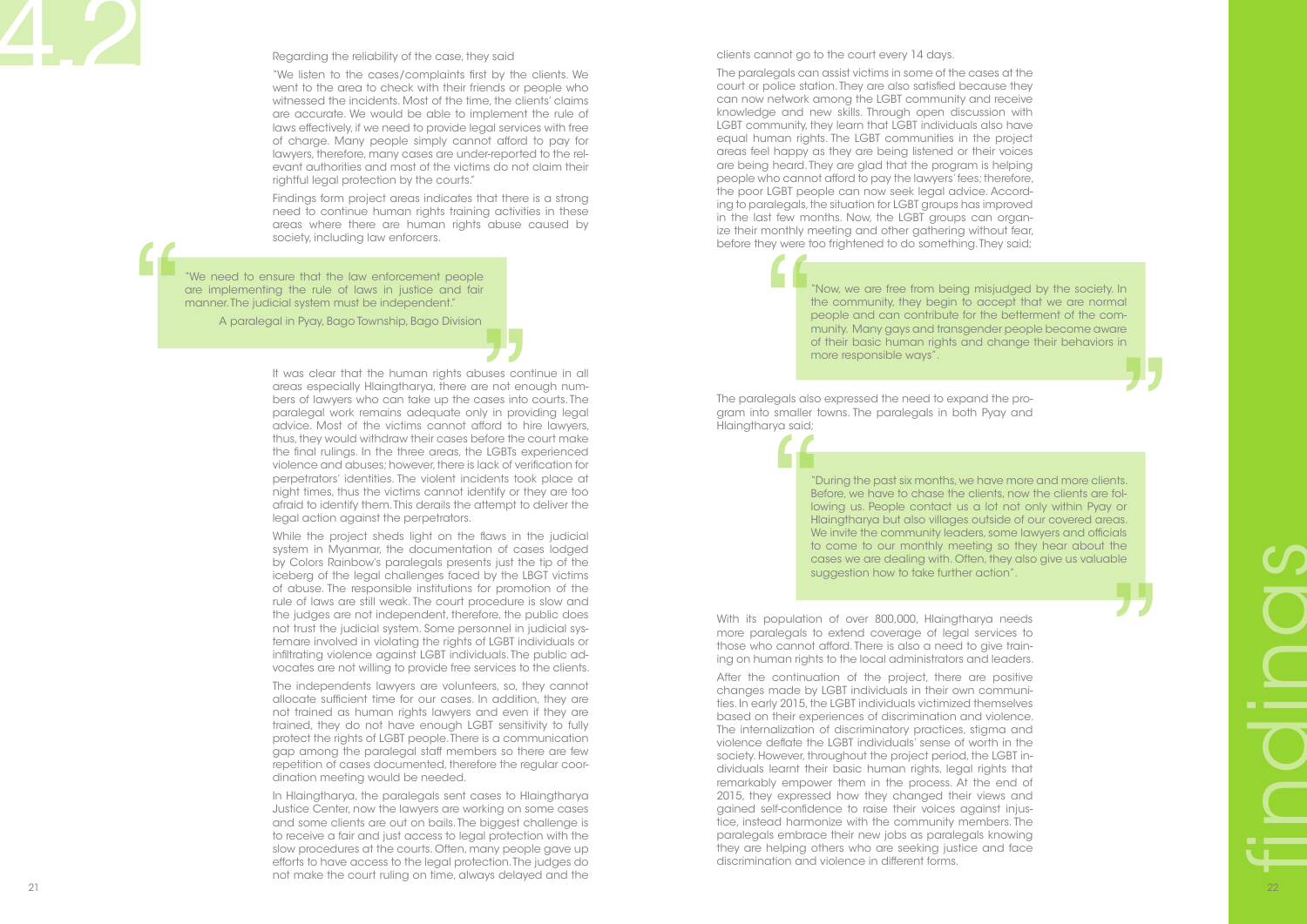Regarding the reliability of the case, they said

"We listen to the cases/complaints first by the clients. We went to the area to check with their friends or people who witnessed the incidents. Most of the time, the clients' claims are accurate. We would be able to implement the rule of laws effectively, if we need to provide legal services with free of charge. Many people simply cannot afford to pay for lawyers, therefore, many cases are under-reported to the relevant authorities and most of the victims do not claim their rightful legal protection by the courts."

Findings form project areas indicates that there is a strong need to continue human rights training activities in these areas where there are human rights abuse caused by society, including law enforcers.

> "We need to ensure that the law enforcement people are implementing the rule of laws in justice and fair manner. The judicial system must be independent."
>
> A paralegal in Pyay, Bago Township, Bago Division

It was clear that the human rights abuses continue in all areas especially Hlaingtharya, there are not enough numbers of lawyers who can take up the cases into courts. The paralegal work remains adequate only in providing legal advice. Most of the victims cannot afford to hire lawyers, thus, they would withdraw their cases before the court make the final rulings. In the three areas, the LGBTs experienced violence and abuses; however, there is lack of verification for perpetrators' identities. The violent incidents took place at night times, thus the victims cannot identify or they are too afraid to identify them. This derails the attempt to deliver the legal action against the perpetrators.

While the project sheds light on the flaws in the judicial system in Myanmar, the documentation of cases lodged by Colors Rainbow's paralegals presents just the tip of the iceberg of the legal challenges faced by the LBGT victims of abuse. The responsible institutions for promotion of the rule of laws are still weak. The court procedure is slow and the judges are not independent, therefore, the public does not trust the judicial system. Some personnel in judicial systemare involved in violating the rights of LGBT individuals or infiltrating violence against LGBT individuals. The public advocates are not willing to provide free services to the clients.

The independents lawyers are volunteers, so, they cannot allocate sufficient time for our cases. In addition, they are not trained as human rights lawyers and even if they are trained, they do not have enough LGBT sensitivity to fully protect the rights of LGBT people. There is a communication gap among the paralegal staff members so there are few repetition of cases documented, therefore the regular coordination meeting would be needed.

In Hlaingtharya, the paralegals sent cases to Hlaingtharya Justice Center, now the lawyers are working on some cases and some clients are out on bails. The biggest challenge is to receive a fair and just access to legal protection with the slow procedures at the courts. Often, many people gave up efforts to have access to the legal protection. The judges do not make the court ruling on time, always delayed and the clients cannot go to the court every 14 days.

The paralegals can assist victims in some of the cases at the court or police station. They are also satisfied because they can now network among the LGBT community and receive knowledge and new skills. Through open discussion with LGBT community, they learn that LGBT individuals also have equal human rights. The LGBT communities in the project areas feel happy as they are being listened or their voices are being heard. They are glad that the program is helping people who cannot afford to pay the lawyers' fees; therefore, the poor LGBT people can now seek legal advice. According to paralegals, the situation for LGBT groups has improved in the last few months. Now, the LGBT groups can organize their monthly meeting and other gathering without fear, before they were too frightened to do something. They said;

> "Now, we are free from being misjudged by the society. In the community, they begin to accept that we are normal people and can contribute for the betterment of the community. Many gays and transgender people become aware of their basic human rights and change their behaviors in more responsible ways".

The paralegals also expressed the need to expand the program into smaller towns. The paralegals in both Pyay and Hlaingtharya said;

> "During the past six months, we have more and more clients. Before, we have to chase the clients, now the clients are following us. People contact us a lot not only within Pyay or Hlaingtharya but also villages outside of our covered areas. We invite the community leaders, some lawyers and officials to come to our monthly meeting so they hear about the cases we are dealing with. Often, they also give us valuable suggestion how to take further action".

With its population of over 800,000, Hlaingtharya needs more paralegals to extend coverage of legal services to those who cannot afford. There is also a need to give training on human rights to the local administrators and leaders.

After the continuation of the project, there are positive changes made by LGBT individuals in their own communities. In early 2015, the LGBT individuals victimized themselves based on their experiences of discrimination and violence. The internalization of discriminatory practices, stigma and violence deflate the LGBT individuals' sense of worth in the society. However, throughout the project period, the LGBT individuals learnt their basic human rights, legal rights that remarkably empower them in the process. At the end of 2015, they expressed how they changed their views and gained self-confidence to raise their voices against injustice, instead harmonize with the community members. The paralegals embrace their new jobs as paralegals knowing they are helping others who are seeking justice and face discrimination and violence in different forms.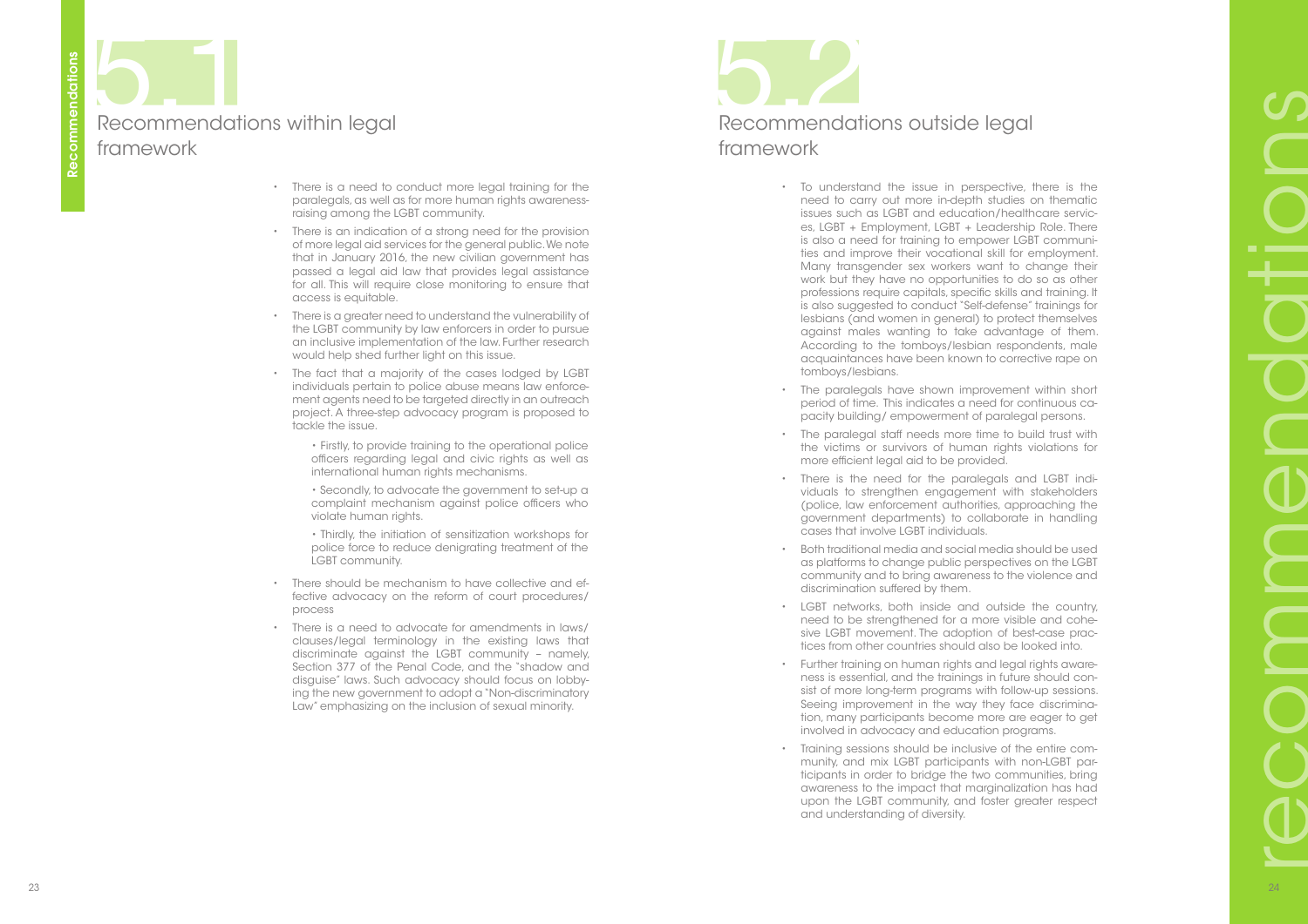## 5.1 Recommendations within legal framework

- There is a need to conduct more legal training for the paralegals, as well as for more human rights awareness-raising among the LGBT community.
- There is an indication of a strong need for the provision of more legal aid services for the general public. We note that in January 2016, the new civilian government has passed a legal aid law that provides legal assistance for all. This will require close monitoring to ensure that access is equitable.
- There is a greater need to understand the vulnerability of the LGBT community by law enforcers in order to pursue an inclusive implementation of the law. Further research would help shed further light on this issue.
- The fact that a majority of the cases lodged by LGBT individuals pertain to police abuse means law enforcement agents need to be targeted directly in an outreach project. A three-step advocacy program is proposed to tackle the issue.
  - Firstly, to provide training to the operational police officers regarding legal and civic rights as well as international human rights mechanisms.
  - Secondly, to advocate the government to set-up a complaint mechanism against police officers who violate human rights.
  - Thirdly, the initiation of sensitization workshops for police force to reduce denigrating treatment of the LGBT community.
- There should be mechanism to have collective and effective advocacy on the reform of court procedures/ process
- There is a need to advocate for amendments in laws/ clauses/legal terminology in the existing laws that discriminate against the LGBT community – namely, Section 377 of the Penal Code, and the "shadow and disguise" laws. Such advocacy should focus on lobbying the new government to adopt a "Non-discriminatory Law" emphasizing on the inclusion of sexual minority.

## 5.2 Recommendations outside legal framework

- To understand the issue in perspective, there is the need to carry out more in-depth studies on thematic issues such as LGBT and education/healthcare services, LGBT + Employment, LGBT + Leadership Role. There is also a need for training to empower LGBT communities and improve their vocational skill for employment. Many transgender sex workers want to change their work but they have no opportunities to do so as other professions require capitals, specific skills and training. It is also suggested to conduct "Self-defense" trainings for lesbians (and women in general) to protect themselves against males wanting to take advantage of them. According to the tomboys/lesbian respondents, male acquaintances have been known to corrective rape on tomboys/lesbians.
- The paralegals have shown improvement within short period of time. This indicates a need for continuous capacity building/ empowerment of paralegal persons.
- The paralegal staff needs more time to build trust with the victims or survivors of human rights violations for more efficient legal aid to be provided.
- There is the need for the paralegals and LGBT individuals to strengthen engagement with stakeholders (police, law enforcement authorities, approaching the government departments) to collaborate in handling cases that involve LGBT individuals.
- Both traditional media and social media should be used as platforms to change public perspectives on the LGBT community and to bring awareness to the violence and discrimination suffered by them.
- LGBT networks, both inside and outside the country, need to be strengthened for a more visible and cohesive LGBT movement. The adoption of best-case practices from other countries should also be looked into.
- Further training on human rights and legal rights awareness is essential, and the trainings in future should consist of more long-term programs with follow-up sessions. Seeing improvement in the way they face discrimination, many participants become more are eager to get involved in advocacy and education programs.
- Training sessions should be inclusive of the entire community, and mix LGBT participants with non-LGBT participants in order to bridge the two communities, bring awareness to the impact that marginalization has had upon the LGBT community, and foster greater respect and understanding of diversity.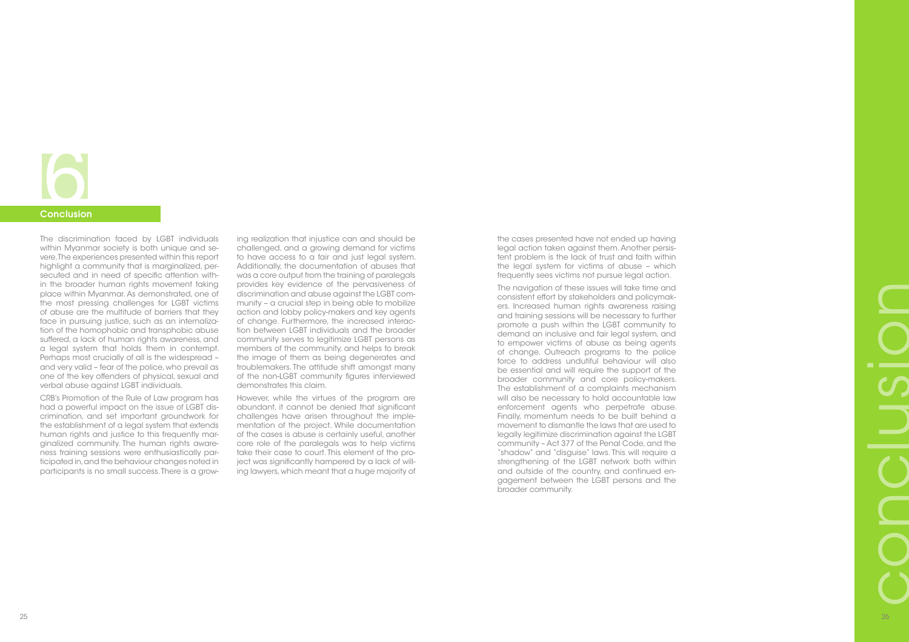# 6 Conclusion

The discrimination faced by LGBT individuals within Myanmar society is both unique and severe. The experiences presented within this report highlight a community that is marginalized, persecuted and in need of specific attention within the broader human rights movement taking place within Myanmar. As demonstrated, one of the most pressing challenges for LGBT victims of abuse are the multitude of barriers that they face in pursuing justice, such as an internalization of the homophobic and transphobic abuse suffered, a lack of human rights awareness, and a legal system that holds them in contempt. Perhaps most crucially of all is the widespread – and very valid – fear of the police, who prevail as one of the key offenders of physical, sexual and verbal abuse against LGBT individuals.

CRB's Promotion of the Rule of Law program has had a powerful impact on the issue of LGBT discrimination, and set important groundwork for the establishment of a legal system that extends human rights and justice to this frequently marginalized community. The human rights awareness training sessions were enthusiastically participated in, and the behaviour changes noted in participants is no small success. There is a growing realization that injustice can and should be challenged, and a growing demand for victims to have access to a fair and just legal system. Additionally, the documentation of abuses that was a core output from the training of paralegals provides key evidence of the pervasiveness of discrimination and abuse against the LGBT community – a crucial step in being able to mobilize action and lobby policy-makers and key agents of change. Furthermore, the increased interaction between LGBT individuals and the broader community serves to legitimize LGBT persons as members of the community, and helps to break the image of them as being degenerates and troublemakers. The attitude shift amongst many of the non-LGBT community figures interviewed demonstrates this claim.

However, while the virtues of the program are abundant, it cannot be denied that significant challenges have arisen throughout the implementation of the project. While documentation of the cases is abuse is certainly useful, another core role of the paralegals was to help victims take their case to court. This element of the project was significantly hampered by a lack of willing lawyers, which meant that a huge majority of the cases presented have not ended up having legal action taken against them. Another persistent problem is the lack of trust and faith within the legal system for victims of abuse – which frequently sees victims not pursue legal action.

The navigation of these issues will take time and consistent effort by stakeholders and policymakers. Increased human rights awareness raising and training sessions will be necessary to further promote a push within the LGBT community to demand an inclusive and fair legal system, and to empower victims of abuse as being agents of change. Outreach programs to the police force to address undutiful behaviour will also be essential and will require the support of the broader community and core policy-makers. The establishment of a complaints mechanism will also be necessary to hold accountable law enforcement agents who perpetrate abuse. Finally, momentum needs to be built behind a movement to dismantle the laws that are used to legally legitimize discrimination against the LGBT community – Act 377 of the Penal Code, and the "shadow" and "disguise" laws. This will require a strengthening of the LGBT network both within and outside of the country, and continued engagement between the LGBT persons and the broader community.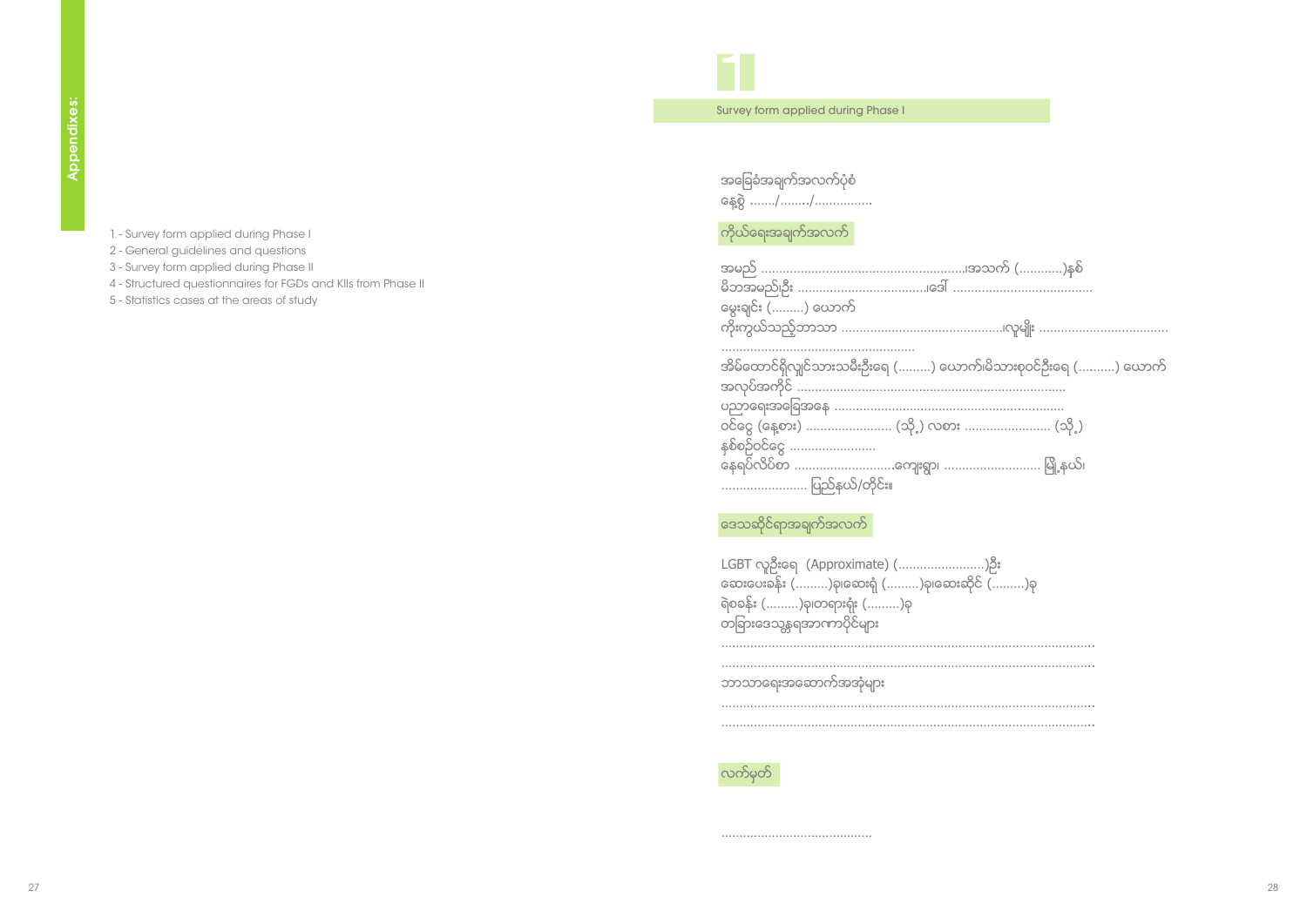Appendixes:

1 - Survey form applied during Phase I
2 - General guidelines and questions
3 - Survey form applied during Phase II
4 - Structured questionnaires for FGDs and KIIs from Phase II
5 - Statistics cases at the areas of study

# 1

## Survey form applied during Phase I

အခြေခံအချက်အလက်ပုံစံ
နေ့စွဲ ......./......../...............

### ကိုယ်ရေးအချက်အလက်

အမည် ........................................................၊အသက် (............)နှစ်
မိဘအမည်/ဦး ....................................၊ဒေါ် .......................................
မွေးချင်း (.........) ယောက်
ကိုးကွယ်သည့်ဘာသာ .............................................၊လူမျိုး ....................................
......................................................
အိမ်ထောင်ရှိလျှင်သားသမီးဦးရေ (.........) ယောက်၊မိသားစုဝင်ဦးရေ (..........) ယောက်
အလုပ်အကိုင် ..........................................................................
ပညာရေးအခြေအနေ ..............................................................
ဝင်ငွေ (နေ့စား) ........................ (သို့) လစား ........................ (သို့)
နှစ်စဉ်ဝင်ငွေ ........................
နေရပ်လိပ်စာ ............................ကျေးရွာ၊ ........................... မြို့နယ်၊
........................ ပြည်နယ်/တိုင်း။

### ဒေသဆိုင်ရာအချက်အလက်

LGBT လူဦးရေ (Approximate) (........................)ဦး
ဆေးပေးခန်း (.........)ခု၊ဆေးရုံ (.........)ခု၊ဆေးဆိုင် (.........)ခု
ရဲစခန်း (.........)ခု၊တရားရုံး (.........)ခု
တခြားဒေသန္တရအာဏာပိုင်များ
......................................................................................................
......................................................................................................
ဘာသာရေးအဆောက်အအုံများ
......................................................................................................
......................................................................................................

### လက်မှတ်

..........................................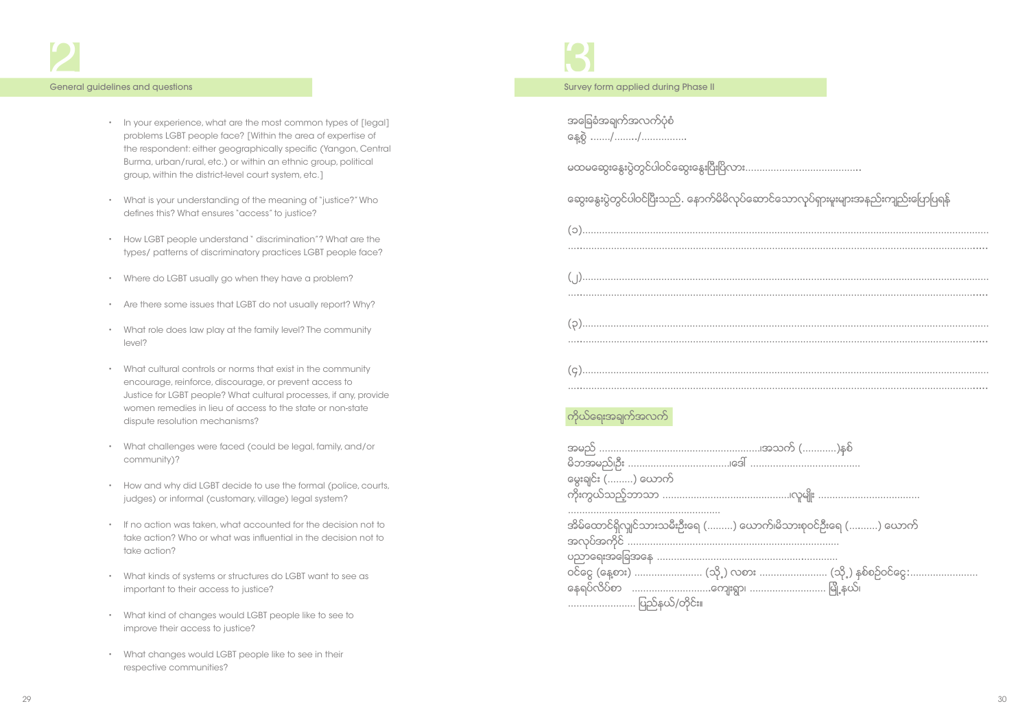# 2

## General guidelines and questions

- In your experience, what are the most common types of [legal] problems LGBT people face? [Within the area of expertise of the respondent: either geographically specific (Yangon, Central Burma, urban/rural, etc.) or within an ethnic group, political group, within the district-level court system, etc.]
- What is your understanding of the meaning of "justice?" Who defines this? What ensures "access" to justice?
- How LGBT people understand " discrimination"? What are the types/ patterns of discriminatory practices LGBT people face?
- Where do LGBT usually go when they have a problem?
- Are there some issues that LGBT do not usually report? Why?
- What role does law play at the family level? The community level?
- What cultural controls or norms that exist in the community encourage, reinforce, discourage, or prevent access to Justice for LGBT people? What cultural processes, if any, provide women remedies in lieu of access to the state or non-state dispute resolution mechanisms?
- What challenges were faced (could be legal, family, and/or community)?
- How and why did LGBT decide to use the formal (police, courts, judges) or informal (customary, village) legal system?
- If no action was taken, what accounted for the decision not to take action? Who or what was influential in the decision not to take action?
- What kinds of systems or structures do LGBT want to see as important to their access to justice?
- What kind of changes would LGBT people like to see to improve their access to justice?
- What changes would LGBT people like to see in their respective communities?

# 3

## Survey form applied during Phase II

အခြေခံအချက်အလက်ပုံစံ
နေ့စွဲ ......./......../...............

မထမဆွေးနွေးပွဲတွင်ပါဝင်ဆွေးနွေးပြီးပြီလား........................................

ဆွေးနွေးပွဲတွင်ပါဝင်ပြီးသည့် နောက်မိမိလုပ်ဆောင်သောလုပ်ရှားမှုများအနည်းကျဥ်းဖော်ပြရန်

(၁)..........................................................................................................................................
..............................................................................................................................................

(၂)..........................................................................................................................................
..............................................................................................................................................

(၃)..........................................................................................................................................
..............................................................................................................................................

(၄)..........................................................................................................................................
..............................................................................................................................................

### ကိုယ်ရေးအချက်အလက်

အမည် .........................................................။အသက် (............)နှစ်
မိဘအမည်ဦး ....................................။ဒေါ် .......................................
မွေးချင်း (.........) ယောက်
ကိုးကွယ်သည့်ဘာသာ .............................................။လူမျိုး ...................................
......................................................
အိမ်ထောင်ရှိလျှင်သားသမီးဦးရေ (.........) ယောက်။မိသားစုဝင်ဦးရေ (..........) ယောက်
အလုပ်အကိုင် ..........................................................................
ပညာရေးအခြေအနေ ................................................................
ဝင်ငွေ (နေ့စား) ........................ (သို့) လစား ........................ (သို့) နှစ်စဥ်ဝင်ငွေ:........................
နေရပ်လိပ်စာ ............................ကျေးရွာ၊ ........................... မြို့နယ်၊
........................ ပြည်နယ်/တိုင်း။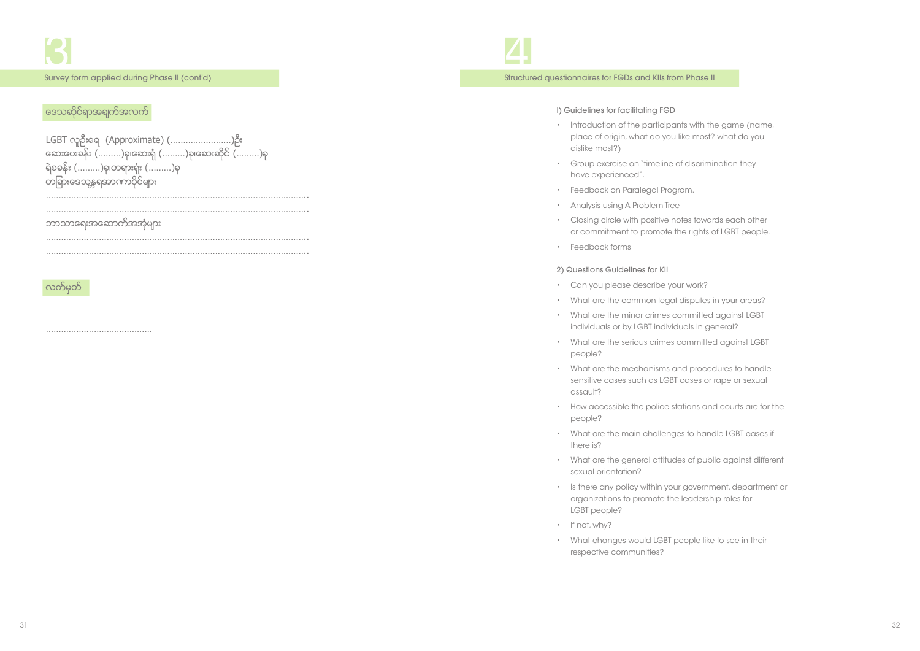# 3

Survey form applied during Phase II (cont'd)

## ဒေသဆိုင်ရာအချက်အလက်

LGBT လူဦးရေ (Approximate) (........................)ဦး
ဆေးပေးခန်း (.........)ခု၊ဆေးရုံ (.........)ခု၊ဆေးဆိုင် (.........)ခု
ရဲစခန်း (.........)ခု၊တရားရုံး (.........)ခု
တခြားဒေသန္တရအာဏာပိုင်များ

.....................................................................................................

.....................................................................................................

ဘာသာရေးအဆောက်အအုံများ

.....................................................................................................

.....................................................................................................

## လက်မှတ်

..........................................

# 4

Structured questionnaires for FGDs and KIIs from Phase II

I) Guidelines for facilitating FGD

- Introduction of the participants with the game (name, place of origin, what do you like most? what do you dislike most?)
- Group exercise on "timeline of discrimination they have experienced".
- Feedback on Paralegal Program.
- Analysis using A Problem Tree
- Closing circle with positive notes towards each other or commitment to promote the rights of LGBT people.
- Feedback forms

2) Questions Guidelines for KII

- Can you please describe your work?
- What are the common legal disputes in your areas?
- What are the minor crimes committed against LGBT individuals or by LGBT individuals in general?
- What are the serious crimes committed against LGBT people?
- What are the mechanisms and procedures to handle sensitive cases such as LGBT cases or rape or sexual assault?
- How accessible the police stations and courts are for the people?
- What are the main challenges to handle LGBT cases if there is?
- What are the general attitudes of public against different sexual orientation?
- Is there any policy within your government, department or organizations to promote the leadership roles for LGBT people?
- If not, why?
- What changes would LGBT people like to see in their respective communities?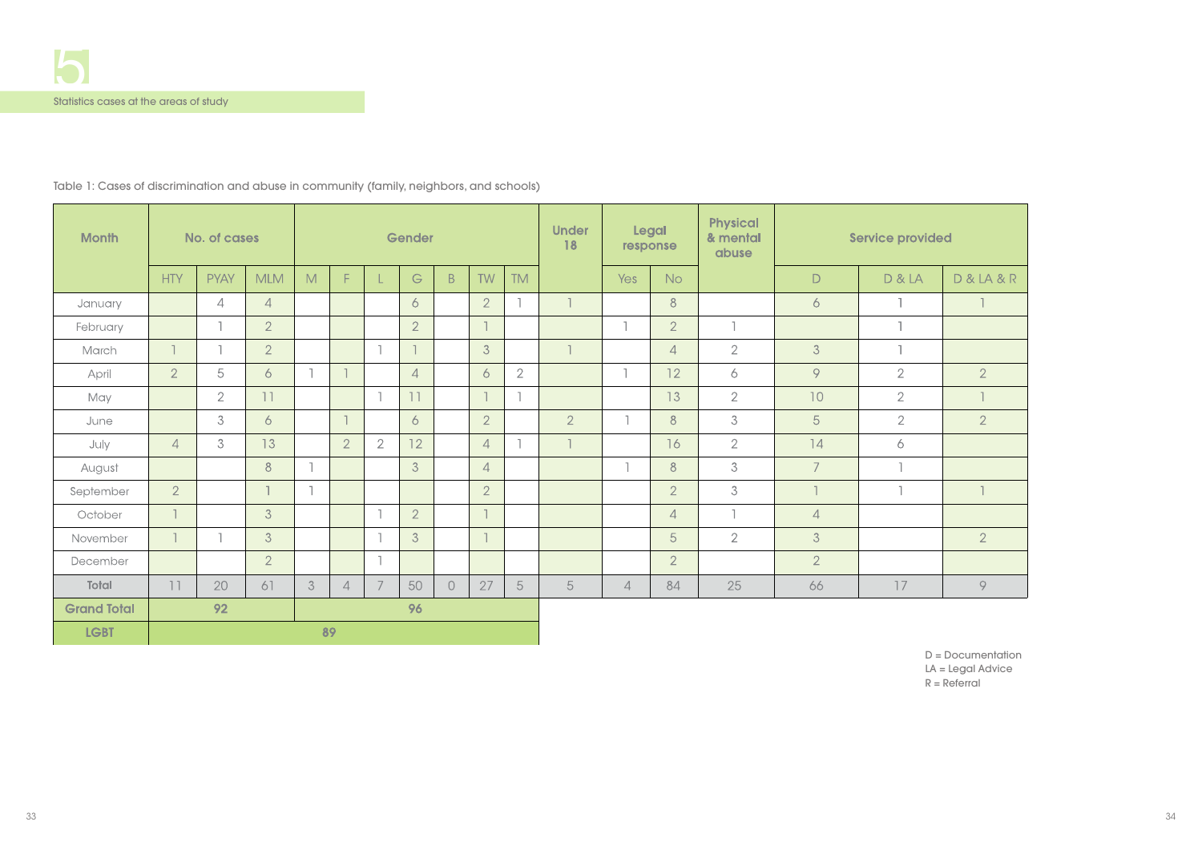# 5

Statistics cases at the areas of study

Table 1: Cases of discrimination and abuse in community (family, neighbors, and schools)

| Month | No. of cases | | | Gender | | | | | | | Under 18 | Legal response | | Physical & mental abuse | Service provided | | |
|---|---|---|---|---|---|---|---|---|---|---|---|---|---|---|---|---|---|
| | HTY | PYAY | MLM | M | F | L | G | B | TW | TM | | Yes | No | | D | D & LA | D & LA & R |
| January | | 4 | 4 | | | | 6 | | 2 | 1 | 1 | | 8 | | 6 | 1 | 1 |
| February | | 1 | 2 | | | | 2 | | 1 | | | 1 | 2 | 1 | | 1 | |
| March | 1 | 1 | 2 | | | 1 | 1 | | 3 | | 1 | | 4 | 2 | 3 | 1 | |
| April | 2 | 5 | 6 | 1 | 1 | | 4 | | 6 | 2 | | 1 | 12 | 6 | 9 | 2 | 2 |
| May | | 2 | 11 | | | 1 | 11 | | 1 | 1 | | | 13 | 2 | 10 | 2 | 1 |
| June | | 3 | 6 | | 1 | | 6 | | 2 | | 2 | 1 | 8 | 3 | 5 | 2 | 2 |
| July | 4 | 3 | 13 | | 2 | 2 | 12 | | 4 | 1 | 1 | | 16 | 2 | 14 | 6 | |
| August | | | 8 | 1 | | | 3 | | 4 | | | 1 | 8 | 3 | 7 | 1 | |
| September | 2 | | 1 | 1 | | | | | 2 | | | | 2 | 3 | 1 | 1 | 1 |
| October | 1 | | 3 | | | 1 | 2 | | 1 | | | | 4 | 1 | 4 | | |
| November | 1 | 1 | 3 | | | 1 | 3 | | 1 | | | | 5 | 2 | 3 | | 2 |
| December | | | 2 | | | 1 | | | | | | | 2 | | 2 | | |
| **Total** | 11 | 20 | 61 | 3 | 4 | 7 | 50 | 0 | 27 | 5 | 5 | 4 | 84 | 25 | 66 | 17 | 9 |
| **Grand Total** | 92 | | | 96 | | | | | | | | | | | | | |
| **LGBT** | 89 | | | | | | | | | | | | | | | | |

D = Documentation
LA = Legal Advice
R = Referral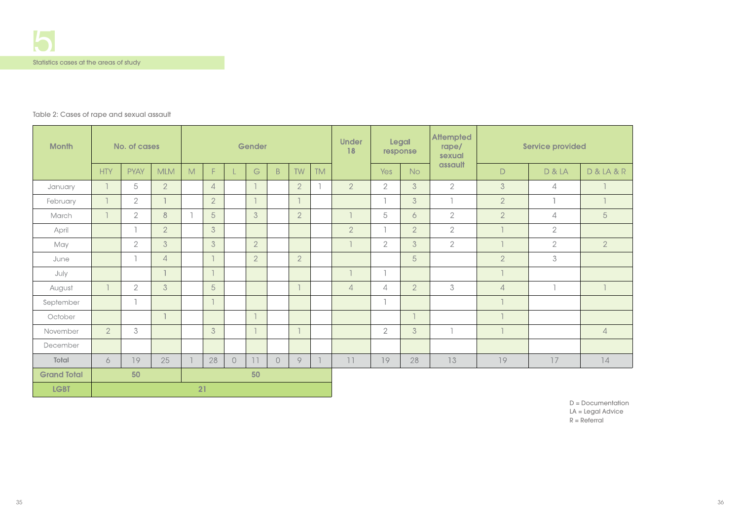# 5

Statistics cases at the areas of study

Table 2: Cases of rape and sexual assault

| Month | No. of cases | | | Gender | | | | | | | Under 18 | Legal response | | Attempted rape/ sexual assault | Service provided | | |
|---|---|---|---|---|---|---|---|---|---|---|---|---|---|---|---|---|---|
| | HTY | PYAY | MLM | M | F | L | G | B | TW | TM | | Yes | No | | D | D & LA | D & LA & R |
| January | 1 | 5 | 2 | | 4 | | 1 | | 2 | 1 | 2 | 2 | 3 | 2 | 3 | 4 | 1 |
| February | 1 | 2 | 1 | | 2 | | 1 | | 1 | | | 1 | 3 | 1 | 2 | 1 | 1 |
| March | 1 | 2 | 8 | 1 | 5 | | 3 | | 2 | | 1 | 5 | 6 | 2 | 2 | 4 | 5 |
| April | | 1 | 2 | | 3 | | | | | | 2 | 1 | 2 | 2 | 1 | 2 | |
| May | | 2 | 3 | | 3 | | 2 | | | | 1 | 2 | 3 | 2 | 1 | 2 | 2 |
| June | | 1 | 4 | | 1 | | 2 | | 2 | | | | 5 | | 2 | 3 | |
| July | | | 1 | | 1 | | | | | | 1 | 1 | | | 1 | | |
| August | 1 | 2 | 3 | | 5 | | | | 1 | | 4 | 4 | 2 | 3 | 4 | 1 | 1 |
| September | | 1 | | | 1 | | | | | | | 1 | | | 1 | | |
| October | | | 1 | | | | 1 | | | | | | 1 | | 1 | | |
| November | 2 | 3 | | | 3 | | 1 | | 1 | | | 2 | 3 | 1 | 1 | | 4 |
| December | | | | | | | | | | | | | | | | | |
| **Total** | 6 | 19 | 25 | 1 | 28 | 0 | 11 | 0 | 9 | 1 | 11 | 19 | 28 | 13 | 19 | 17 | 14 |
| **Grand Total** | 50 | | | 50 | | | | | | | | | | | | | |
| **LGBT** | 21 | | | | | | | | | | | | | | | | |

D = Documentation
LA = Legal Advice
R = Referral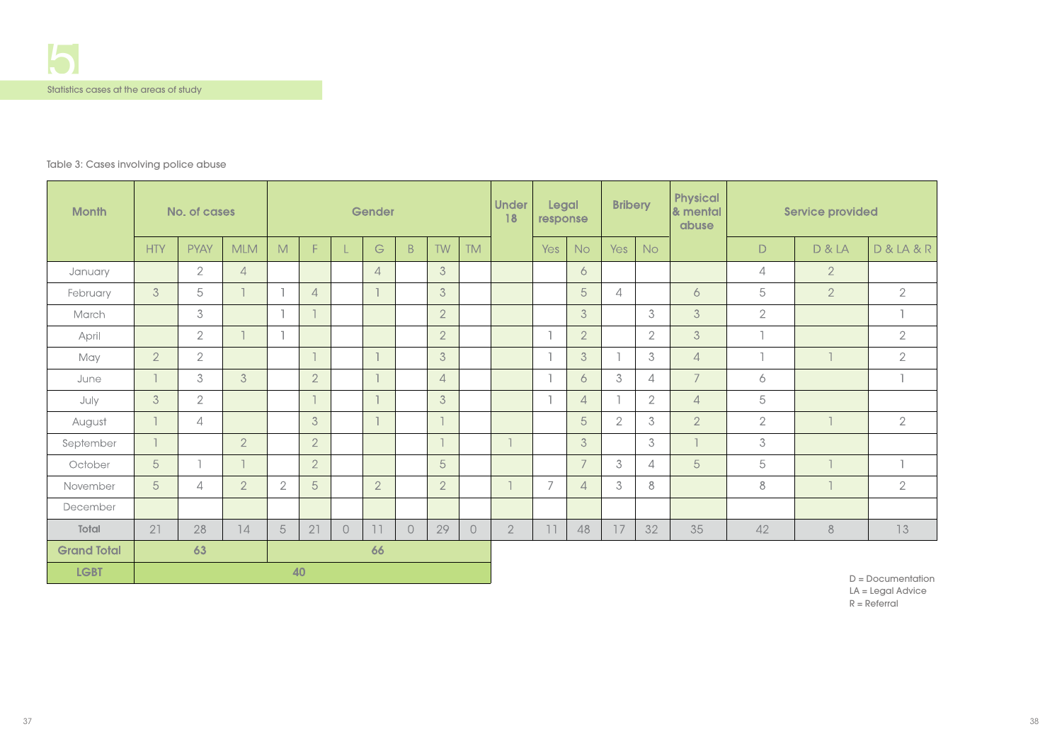# 5

Statistics cases at the areas of study

Table 3: Cases involving police abuse

| Month | No. of cases | | | Gender | | | | | | | Under 18 | Legal response | | Bribery | | Physical & mental abuse | Service provided | | |
|---|---|---|---|---|---|---|---|---|---|---|---|---|---|---|---|---|---|---|---|
| | HTY | PYAY | MLM | M | F | L | G | B | TW | TM | | Yes | No | Yes | No | | D | D & LA | D & LA & R |
| January | | 2 | 4 | | | | 4 | | 3 | | | | 6 | | | | 4 | 2 | |
| February | 3 | 5 | 1 | 1 | 4 | | 1 | | 3 | | | | 5 | 4 | | 6 | 5 | 2 | 2 |
| March | | 3 | | 1 | 1 | | | | 2 | | | | 3 | | 3 | 3 | 2 | | 1 |
| April | | 2 | 1 | 1 | | | | | 2 | | | 1 | 2 | | 2 | 3 | 1 | | 2 |
| May | 2 | 2 | | | 1 | | 1 | | 3 | | | 1 | 3 | 1 | 3 | 4 | 1 | 1 | 2 |
| June | 1 | 3 | 3 | | 2 | | 1 | | 4 | | | 1 | 6 | 3 | 4 | 7 | 6 | | 1 |
| July | 3 | 2 | | | 1 | | 1 | | 3 | | | 1 | 4 | 1 | 2 | 4 | 5 | | |
| August | 1 | 4 | | | 3 | | 1 | | 1 | | | | 5 | 2 | 3 | 2 | 2 | 1 | 2 |
| September | 1 | | 2 | | 2 | | | | 1 | | 1 | | 3 | | 3 | 1 | 3 | | |
| October | 5 | 1 | 1 | | 2 | | | | 5 | | | | 7 | 3 | 4 | 5 | 5 | 1 | 1 |
| November | 5 | 4 | 2 | 2 | 5 | | 2 | | 2 | | 1 | 7 | 4 | 3 | 8 | | 8 | 1 | 2 |
| December | | | | | | | | | | | | | | | | | | | |
| **Total** | 21 | 28 | 14 | 5 | 21 | 0 | 11 | 0 | 29 | 0 | 2 | 11 | 48 | 17 | 32 | 35 | 42 | 8 | 13 |
| **Grand Total** | **63** | | | **66** | | | | | | | | | | | | | | | |
| **LGBT** | **40** | | | | | | | | | | | | | | | | | | |

D = Documentation
LA = Legal Advice
R = Referral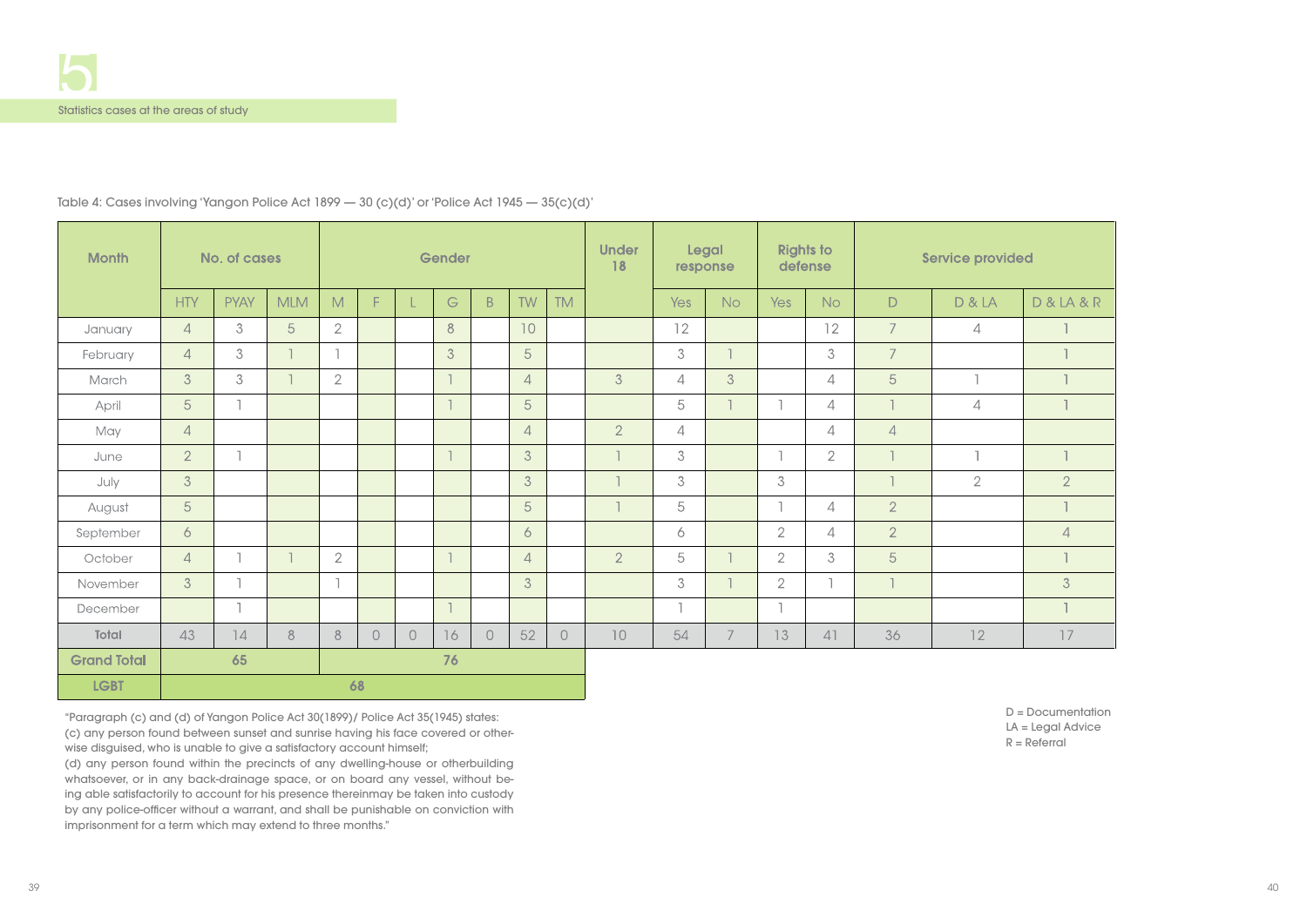# 5

Statistics cases at the areas of study

Table 4: Cases involving 'Yangon Police Act 1899 — 30 (c)(d)' or 'Police Act 1945 — 35(c)(d)'

| Month | No. of cases | | | Gender | | | | | | | Under 18 | Legal response | | Rights to defense | | Service provided | | |
|---|---|---|---|---|---|---|---|---|---|---|---|---|---|---|---|---|---|---|
| | HTY | PYAY | MLM | M | F | L | G | B | TW | TM | | Yes | No | Yes | No | D | D & LA | D & LA & R |
| January | 4 | 3 | 5 | 2 | | | 8 | | 10 | | | 12 | | | 12 | 7 | 4 | 1 |
| February | 4 | 3 | 1 | 1 | | | 3 | | 5 | | | 3 | 1 | | 3 | 7 | | 1 |
| March | 3 | 3 | 1 | 2 | | | 1 | | 4 | | 3 | 4 | 3 | | 4 | 5 | 1 | 1 |
| April | 5 | 1 | | | | | 1 | | 5 | | | 5 | 1 | 1 | 4 | 1 | 4 | 1 |
| May | 4 | | | | | | | | 4 | | 2 | 4 | | | 4 | 4 | | |
| June | 2 | 1 | | | | | 1 | | 3 | | 1 | 3 | | 1 | 2 | 1 | 1 | 1 |
| July | 3 | | | | | | | | 3 | | 1 | 3 | | 3 | | 1 | 2 | 2 |
| August | 5 | | | | | | | | 5 | | 1 | 5 | | 1 | 4 | 2 | | 1 |
| September | 6 | | | | | | | | 6 | | | 6 | | 2 | 4 | 2 | | 4 |
| October | 4 | 1 | 1 | 2 | | | 1 | | 4 | | 2 | 5 | 1 | 2 | 3 | 5 | | 1 |
| November | 3 | 1 | | 1 | | | | | 3 | | | 3 | 1 | 2 | 1 | 1 | | 3 |
| December | | 1 | | | | | 1 | | | | | 1 | | 1 | | | | 1 |
| **Total** | 43 | 14 | 8 | 8 | 0 | 0 | 16 | 0 | 52 | 0 | 10 | 54 | 7 | 13 | 41 | 36 | 12 | 17 |
| **Grand Total** | **65** | | | **76** | | | | | | | | | | | | | | |
| **LGBT** | **68** | | | | | | | | | | | | | | | | | |

"Paragraph (c) and (d) of Yangon Police Act 30(1899)/ Police Act 35(1945) states:
(c) any person found between sunset and sunrise having his face covered or otherwise disguised, who is unable to give a satisfactory account himself;
(d) any person found within the precincts of any dwelling-house or otherbuilding whatsoever, or in any back-drainage space, or on board any vessel, without being able satisfactorily to account for his presence thereinmay be taken into custody by any police-officer without a warrant, and shall be punishable on conviction with imprisonment for a term which may extend to three months."

D = Documentation
LA = Legal Advice
R = Referral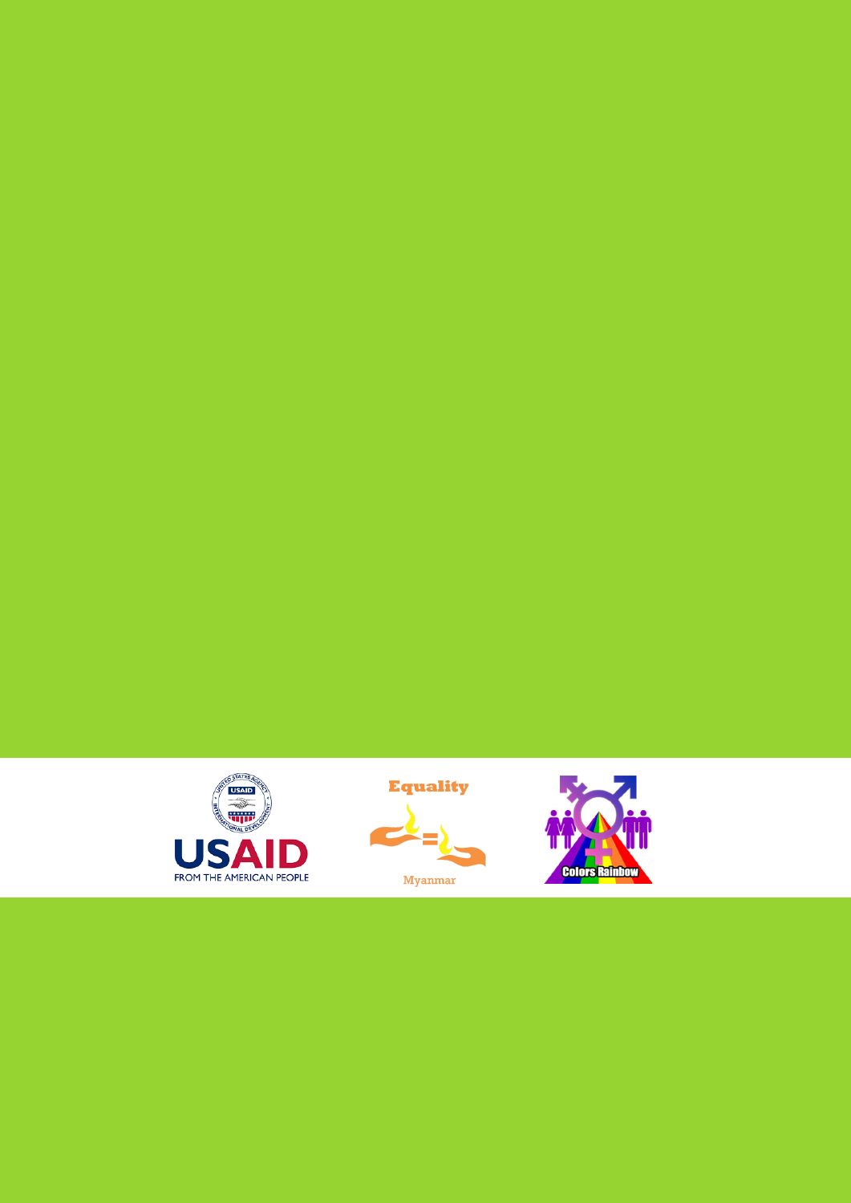USAID
FROM THE AMERICAN PEOPLE

Equality
Myanmar

Colors Rainbow